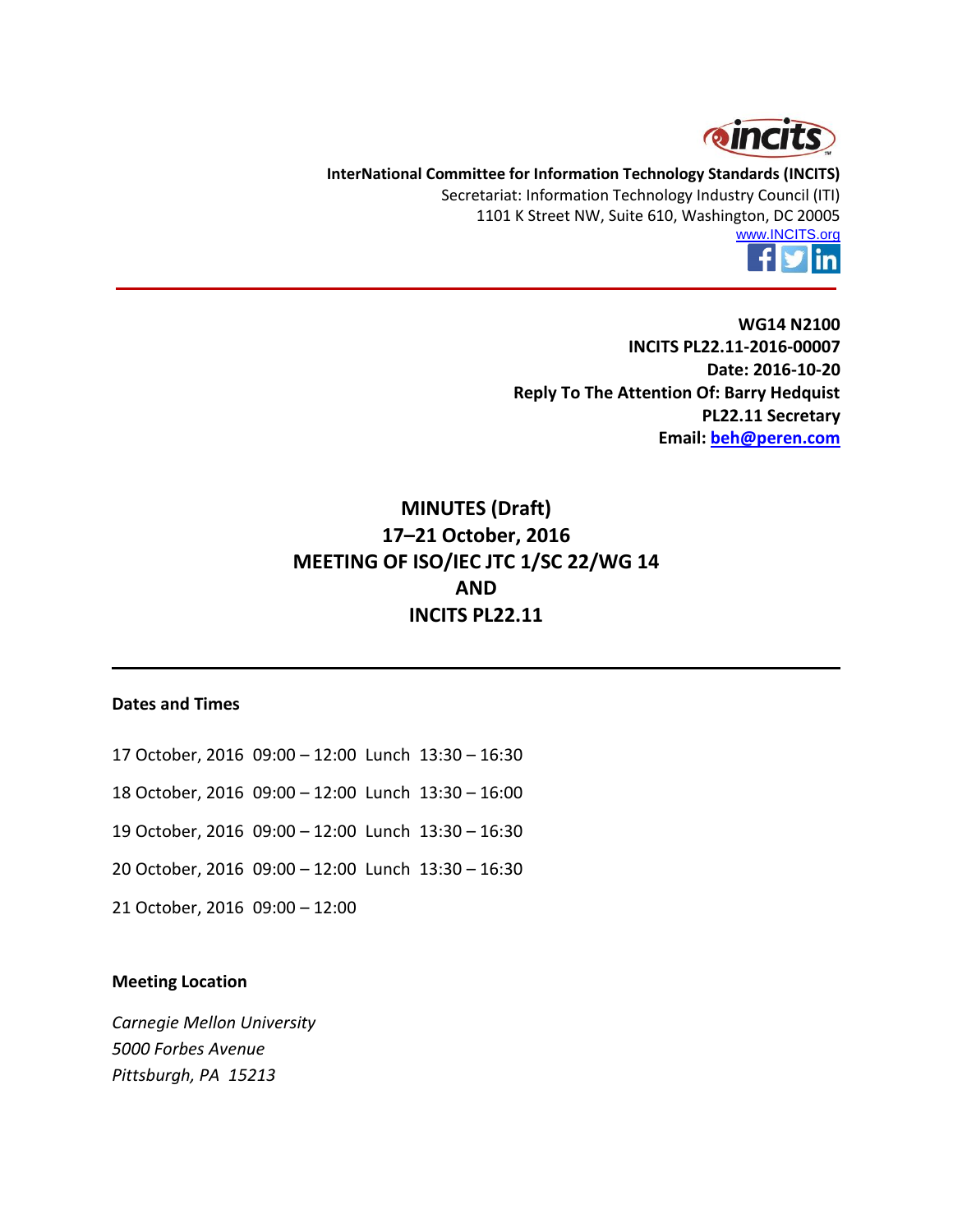**InterNational Committee for Information Technology Standards (INCITS)**
Secretariat: Information Technology Industry Council (ITI)
1101 K Street NW, Suite 610, Washington, DC 20005
www.INCITS.org

---

**WG14 N2100**
**INCITS PL22.11-2016-00007**
**Date: 2016-10-20**
**Reply To The Attention Of: Barry Hedquist**
**PL22.11 Secretary**
**Email: beh@peren.com**

# MINUTES (Draft)
# 17–21 October, 2016
# MEETING OF ISO/IEC JTC 1/SC 22/WG 14
# AND
# INCITS PL22.11

---

**Dates and Times**

17 October, 2016 09:00 – 12:00 Lunch 13:30 – 16:30

18 October, 2016 09:00 – 12:00 Lunch 13:30 – 16:00

19 October, 2016 09:00 – 12:00 Lunch 13:30 – 16:30

20 October, 2016 09:00 – 12:00 Lunch 13:30 – 16:30

21 October, 2016 09:00 – 12:00

**Meeting Location**

*Carnegie Mellon University*
*5000 Forbes Avenue*
*Pittsburgh, PA 15213*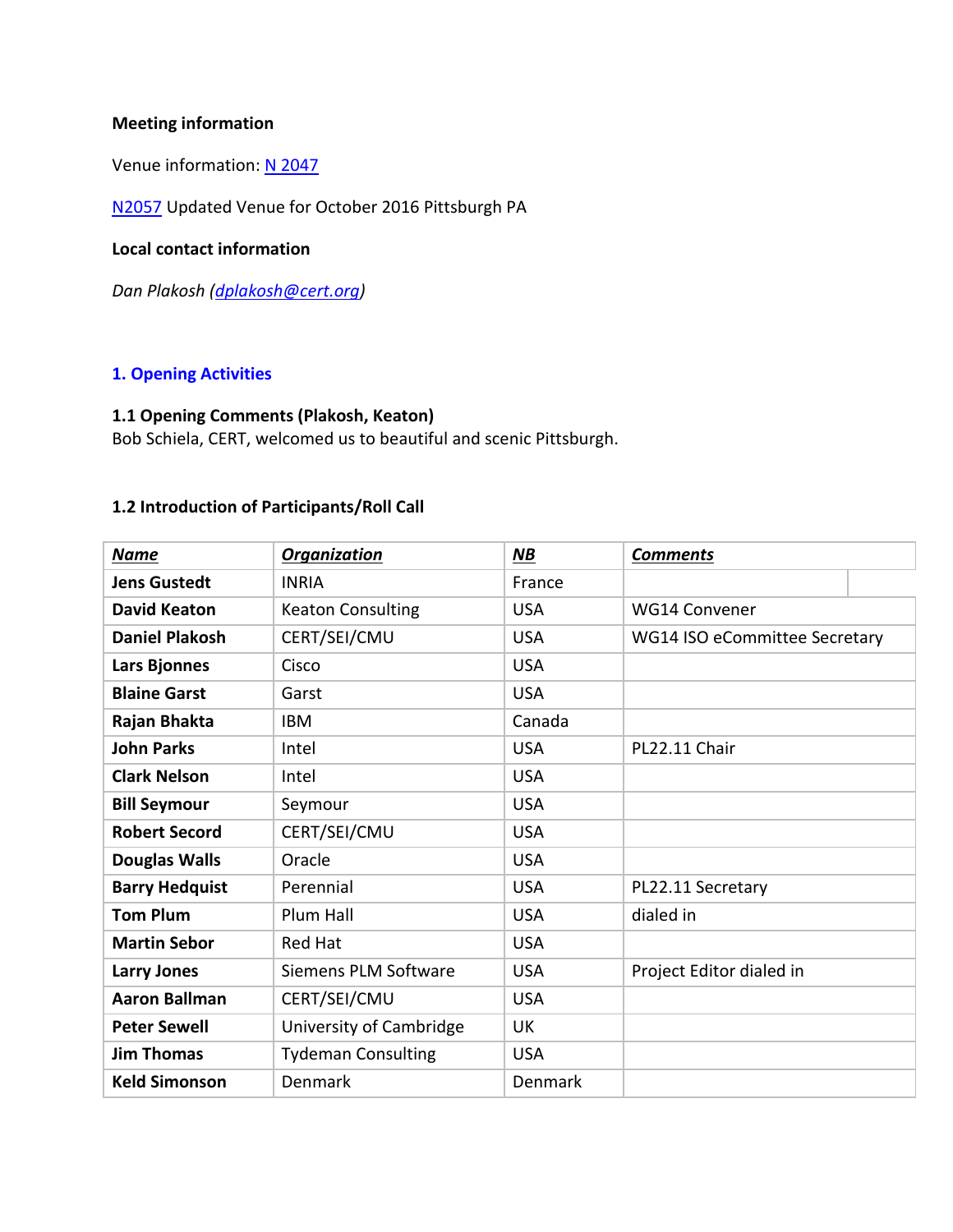**Meeting information**

Venue information: [N 2047]

[N2057] Updated Venue for October 2016 Pittsburgh PA

**Local contact information**

*Dan Plakosh (dplakosh@cert.org)*

## 1. Opening Activities

### 1.1 Opening Comments (Plakosh, Keaton)

Bob Schiela, CERT, welcomed us to beautiful and scenic Pittsburgh.

### 1.2 Introduction of Participants/Roll Call

| ***Name*** | ***Organization*** | ***NB*** | ***Comments*** |
|---|---|---|---|
| **Jens Gustedt** | INRIA | France | |
| **David Keaton** | Keaton Consulting | USA | WG14 Convener |
| **Daniel Plakosh** | CERT/SEI/CMU | USA | WG14 ISO eCommittee Secretary |
| **Lars Bjonnes** | Cisco | USA | |
| **Blaine Garst** | Garst | USA | |
| **Rajan Bhakta** | IBM | Canada | |
| **John Parks** | Intel | USA | PL22.11 Chair |
| **Clark Nelson** | Intel | USA | |
| **Bill Seymour** | Seymour | USA | |
| **Robert Secord** | CERT/SEI/CMU | USA | |
| **Douglas Walls** | Oracle | USA | |
| **Barry Hedquist** | Perennial | USA | PL22.11 Secretary |
| **Tom Plum** | Plum Hall | USA | dialed in |
| **Martin Sebor** | Red Hat | USA | |
| **Larry Jones** | Siemens PLM Software | USA | Project Editor dialed in |
| **Aaron Ballman** | CERT/SEI/CMU | USA | |
| **Peter Sewell** | University of Cambridge | UK | |
| **Jim Thomas** | Tydeman Consulting | USA | |
| **Keld Simonson** | Denmark | Denmark | |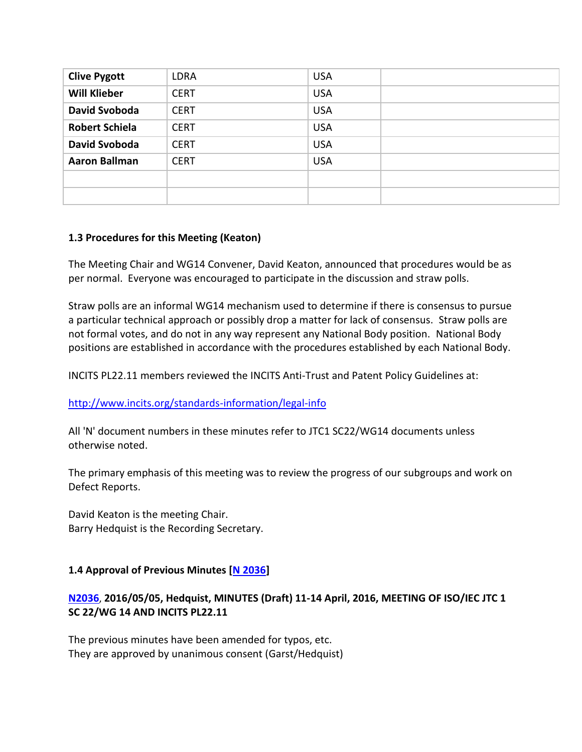| **Clive Pygott** | LDRA | USA | |
|---|---|---|---|
| **Will Klieber** | CERT | USA | |
| **David Svoboda** | CERT | USA | |
| **Robert Schiela** | CERT | USA | |
| **David Svoboda** | CERT | USA | |
| **Aaron Ballman** | CERT | USA | |
| | | | |
| | | | |

### 1.3 Procedures for this Meeting (Keaton)

The Meeting Chair and WG14 Convener, David Keaton, announced that procedures would be as per normal. Everyone was encouraged to participate in the discussion and straw polls.

Straw polls are an informal WG14 mechanism used to determine if there is consensus to pursue a particular technical approach or possibly drop a matter for lack of consensus. Straw polls are not formal votes, and do not in any way represent any National Body position. National Body positions are established in accordance with the procedures established by each National Body.

INCITS PL22.11 members reviewed the INCITS Anti-Trust and Patent Policy Guidelines at:

http://www.incits.org/standards-information/legal-info

All 'N' document numbers in these minutes refer to JTC1 SC22/WG14 documents unless otherwise noted.

The primary emphasis of this meeting was to review the progress of our subgroups and work on Defect Reports.

David Keaton is the meeting Chair.
Barry Hedquist is the Recording Secretary.

### 1.4 Approval of Previous Minutes [N 2036]

#### N2036, 2016/05/05, Hedquist, MINUTES (Draft) 11-14 April, 2016, MEETING OF ISO/IEC JTC 1 SC 22/WG 14 AND INCITS PL22.11

The previous minutes have been amended for typos, etc.
They are approved by unanimous consent (Garst/Hedquist)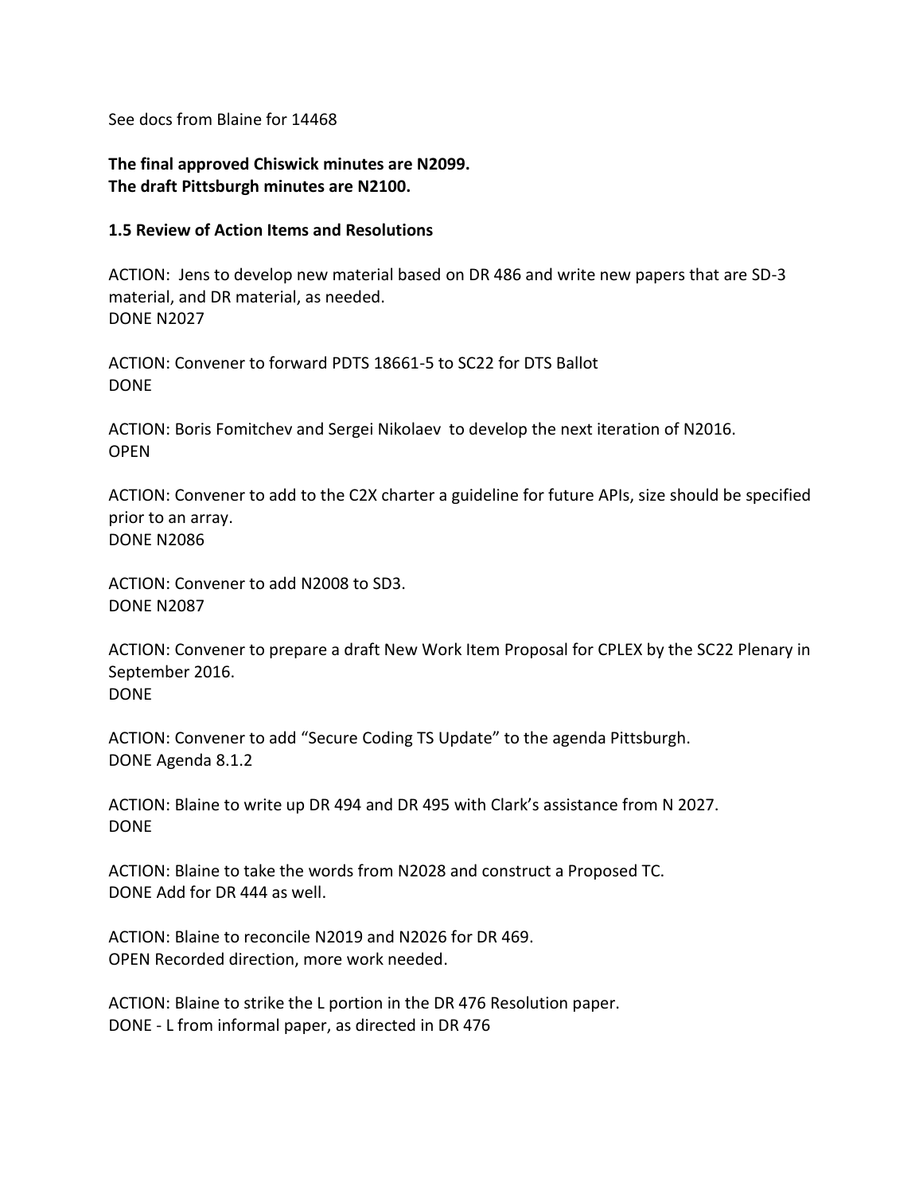See docs from Blaine for 14468

**The final approved Chiswick minutes are N2099.**
**The draft Pittsburgh minutes are N2100.**

### 1.5 Review of Action Items and Resolutions

ACTION: Jens to develop new material based on DR 486 and write new papers that are SD-3 material, and DR material, as needed.
DONE N2027

ACTION: Convener to forward PDTS 18661-5 to SC22 for DTS Ballot
DONE

ACTION: Boris Fomitchev and Sergei Nikolaev to develop the next iteration of N2016.
OPEN

ACTION: Convener to add to the C2X charter a guideline for future APIs, size should be specified prior to an array.
DONE N2086

ACTION: Convener to add N2008 to SD3.
DONE N2087

ACTION: Convener to prepare a draft New Work Item Proposal for CPLEX by the SC22 Plenary in September 2016.
DONE

ACTION: Convener to add "Secure Coding TS Update" to the agenda Pittsburgh.
DONE Agenda 8.1.2

ACTION: Blaine to write up DR 494 and DR 495 with Clark's assistance from N 2027.
DONE

ACTION: Blaine to take the words from N2028 and construct a Proposed TC.
DONE Add for DR 444 as well.

ACTION: Blaine to reconcile N2019 and N2026 for DR 469.
OPEN Recorded direction, more work needed.

ACTION: Blaine to strike the L portion in the DR 476 Resolution paper.
DONE - L from informal paper, as directed in DR 476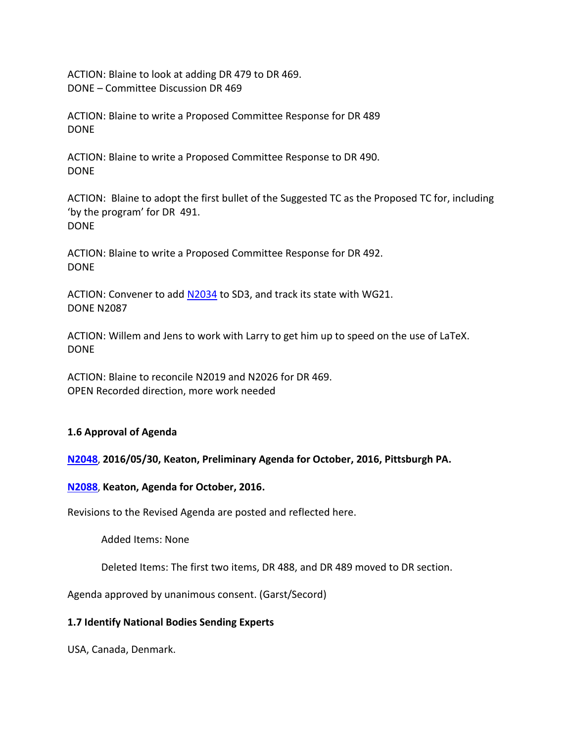ACTION: Blaine to look at adding DR 479 to DR 469.
DONE – Committee Discussion DR 469

ACTION: Blaine to write a Proposed Committee Response for DR 489
DONE

ACTION: Blaine to write a Proposed Committee Response to DR 490.
DONE

ACTION: Blaine to adopt the first bullet of the Suggested TC as the Proposed TC for, including 'by the program' for DR 491.
DONE

ACTION: Blaine to write a Proposed Committee Response for DR 492.
DONE

ACTION: Convener to add N2034 to SD3, and track its state with WG21.
DONE N2087

ACTION: Willem and Jens to work with Larry to get him up to speed on the use of LaTeX.
DONE

ACTION: Blaine to reconcile N2019 and N2026 for DR 469.
OPEN Recorded direction, more work needed

### 1.6 Approval of Agenda

**N2048, 2016/05/30, Keaton, Preliminary Agenda for October, 2016, Pittsburgh PA.**

**N2088, Keaton, Agenda for October, 2016.**

Revisions to the Revised Agenda are posted and reflected here.

> Added Items: None
>
> Deleted Items: The first two items, DR 488, and DR 489 moved to DR section.

Agenda approved by unanimous consent. (Garst/Secord)

### 1.7 Identify National Bodies Sending Experts

USA, Canada, Denmark.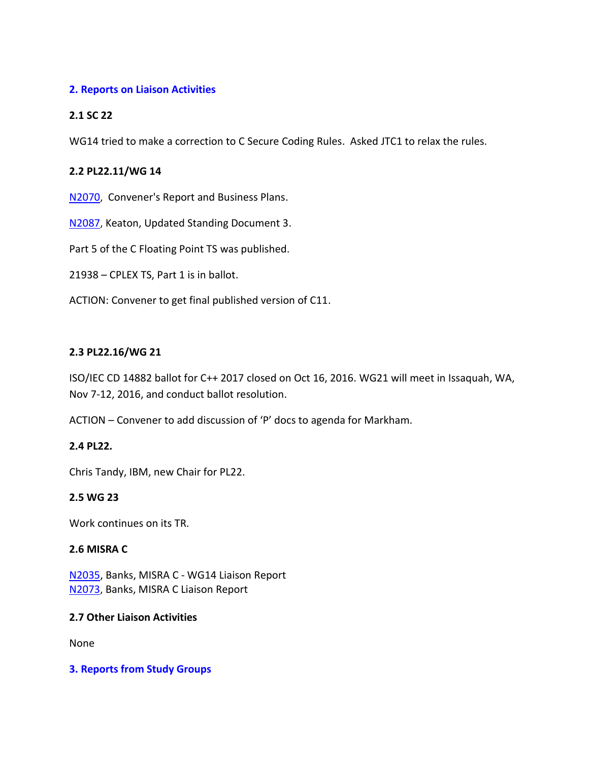## 2. Reports on Liaison Activities

### 2.1 SC 22

WG14 tried to make a correction to C Secure Coding Rules. Asked JTC1 to relax the rules.

### 2.2 PL22.11/WG 14

N2070, Convener's Report and Business Plans.

N2087, Keaton, Updated Standing Document 3.

Part 5 of the C Floating Point TS was published.

21938 – CPLEX TS, Part 1 is in ballot.

ACTION: Convener to get final published version of C11.

### 2.3 PL22.16/WG 21

ISO/IEC CD 14882 ballot for C++ 2017 closed on Oct 16, 2016. WG21 will meet in Issaquah, WA, Nov 7-12, 2016, and conduct ballot resolution.

ACTION – Convener to add discussion of 'P' docs to agenda for Markham.

### 2.4 PL22.

Chris Tandy, IBM, new Chair for PL22.

### 2.5 WG 23

Work continues on its TR.

### 2.6 MISRA C

N2035, Banks, MISRA C - WG14 Liaison Report
N2073, Banks, MISRA C Liaison Report

### 2.7 Other Liaison Activities

None

## 3. Reports from Study Groups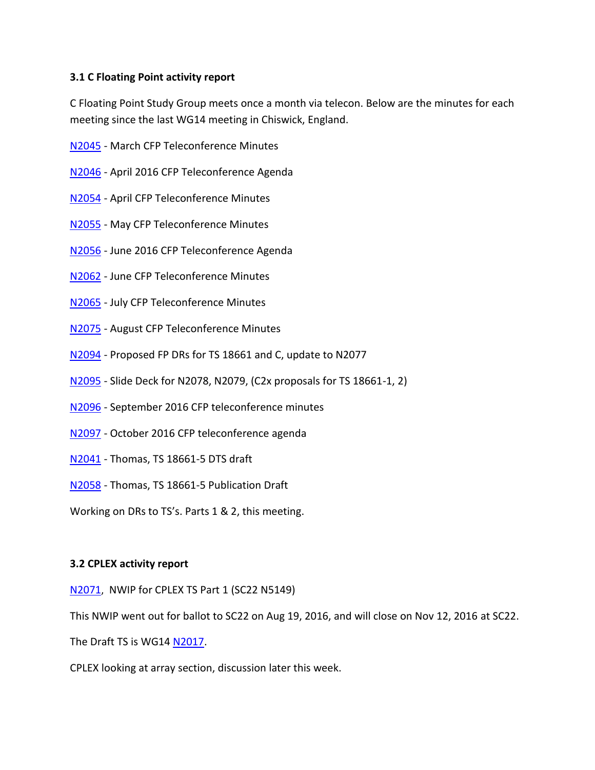### 3.1 C Floating Point activity report

C Floating Point Study Group meets once a month via telecon. Below are the minutes for each meeting since the last WG14 meeting in Chiswick, England.

N2045 - March CFP Teleconference Minutes

N2046 - April 2016 CFP Teleconference Agenda

N2054 - April CFP Teleconference Minutes

N2055 - May CFP Teleconference Minutes

N2056 - June 2016 CFP Teleconference Agenda

N2062 - June CFP Teleconference Minutes

N2065 - July CFP Teleconference Minutes

N2075 - August CFP Teleconference Minutes

N2094 - Proposed FP DRs for TS 18661 and C, update to N2077

N2095 - Slide Deck for N2078, N2079, (C2x proposals for TS 18661-1, 2)

N2096 - September 2016 CFP teleconference minutes

N2097 - October 2016 CFP teleconference agenda

N2041 - Thomas, TS 18661-5 DTS draft

N2058 - Thomas, TS 18661-5 Publication Draft

Working on DRs to TS's. Parts 1 & 2, this meeting.

### 3.2 CPLEX activity report

N2071, NWIP for CPLEX TS Part 1 (SC22 N5149)

This NWIP went out for ballot to SC22 on Aug 19, 2016, and will close on Nov 12, 2016 at SC22.

The Draft TS is WG14 N2017.

CPLEX looking at array section, discussion later this week.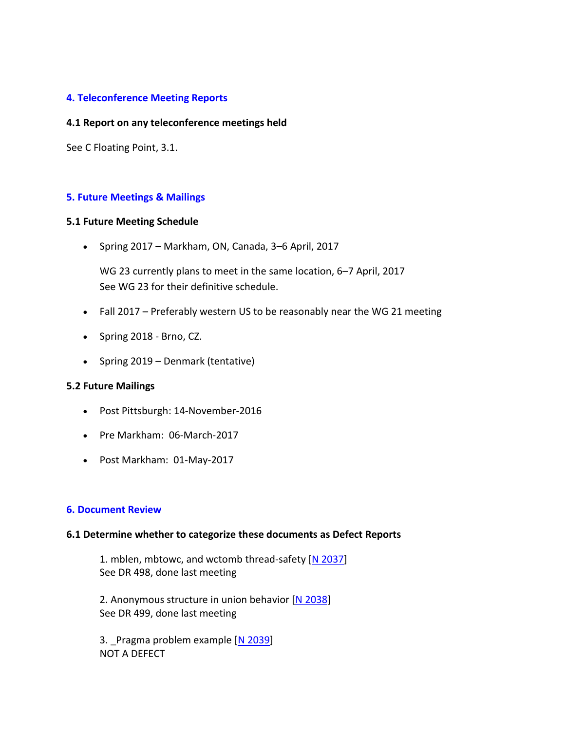## 4. Teleconference Meeting Reports

### 4.1 Report on any teleconference meetings held

See C Floating Point, 3.1.

## 5. Future Meetings & Mailings

### 5.1 Future Meeting Schedule

- Spring 2017 – Markham, ON, Canada, 3–6 April, 2017

  WG 23 currently plans to meet in the same location, 6–7 April, 2017
  See WG 23 for their definitive schedule.

- Fall 2017 – Preferably western US to be reasonably near the WG 21 meeting

- Spring 2018 - Brno, CZ.

- Spring 2019 – Denmark (tentative)

### 5.2 Future Mailings

- Post Pittsburgh: 14-November-2016

- Pre Markham: 06-March-2017

- Post Markham: 01-May-2017

## 6. Document Review

### 6.1 Determine whether to categorize these documents as Defect Reports

1. mblen, mbtowc, and wctomb thread-safety [N 2037]
   See DR 498, done last meeting

2. Anonymous structure in union behavior [N 2038]
   See DR 499, done last meeting

3. _Pragma problem example [N 2039]
   NOT A DEFECT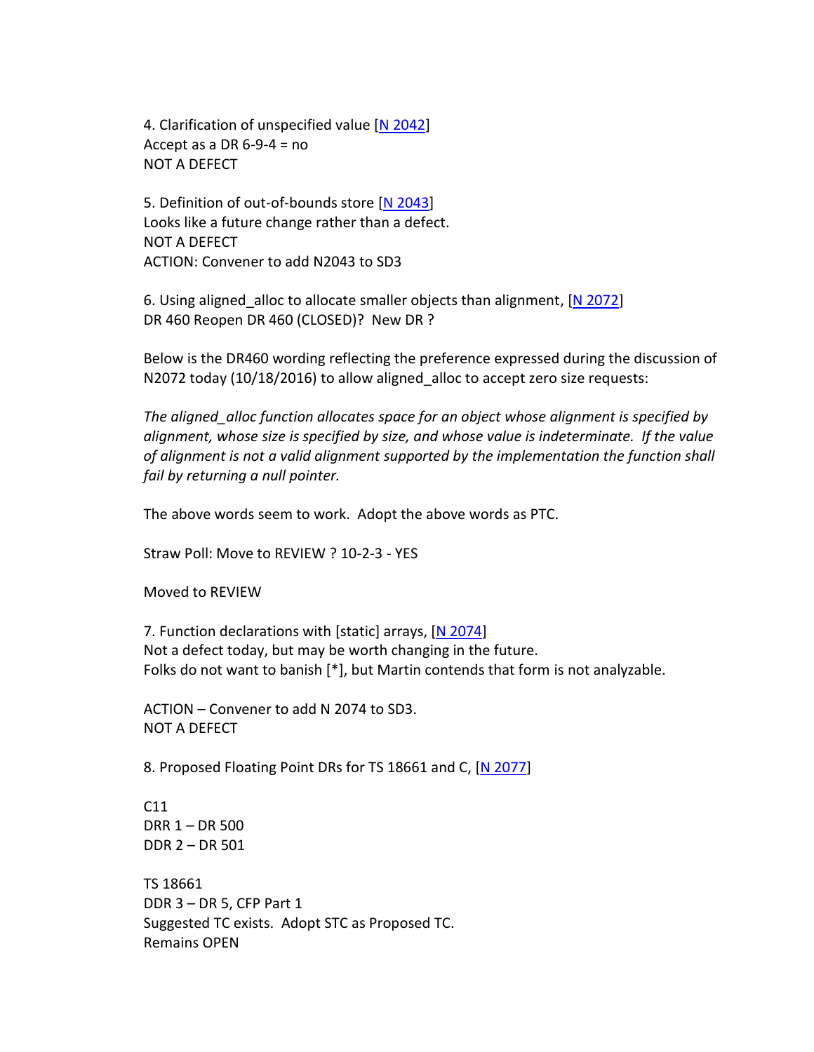4. Clarification of unspecified value [N 2042]
Accept as a DR 6-9-4 = no
NOT A DEFECT

5. Definition of out-of-bounds store [N 2043]
Looks like a future change rather than a defect.
NOT A DEFECT
ACTION: Convener to add N2043 to SD3

6. Using aligned_alloc to allocate smaller objects than alignment, [N 2072]
DR 460 Reopen DR 460 (CLOSED)? New DR ?

Below is the DR460 wording reflecting the preference expressed during the discussion of N2072 today (10/18/2016) to allow aligned_alloc to accept zero size requests:

*The aligned_alloc function allocates space for an object whose alignment is specified by alignment, whose size is specified by size, and whose value is indeterminate. If the value of alignment is not a valid alignment supported by the implementation the function shall fail by returning a null pointer.*

The above words seem to work. Adopt the above words as PTC.

Straw Poll: Move to REVIEW ? 10-2-3 - YES

Moved to REVIEW

7. Function declarations with [static] arrays, [N 2074]
Not a defect today, but may be worth changing in the future.
Folks do not want to banish [*], but Martin contends that form is not analyzable.

ACTION – Convener to add N 2074 to SD3.
NOT A DEFECT

8. Proposed Floating Point DRs for TS 18661 and C, [N 2077]

C11
DRR 1 – DR 500
DDR 2 – DR 501

TS 18661
DDR 3 – DR 5, CFP Part 1
Suggested TC exists. Adopt STC as Proposed TC.
Remains OPEN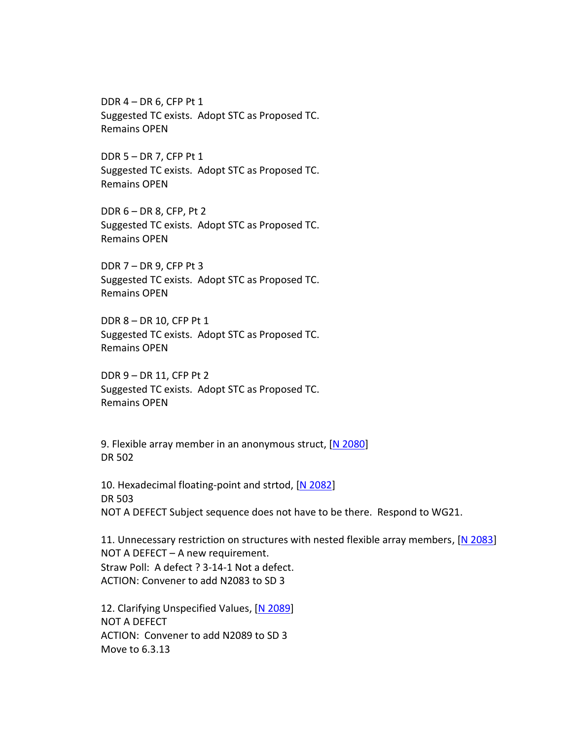DDR 4 – DR 6, CFP Pt 1
Suggested TC exists. Adopt STC as Proposed TC.
Remains OPEN

DDR 5 – DR 7, CFP Pt 1
Suggested TC exists. Adopt STC as Proposed TC.
Remains OPEN

DDR 6 – DR 8, CFP, Pt 2
Suggested TC exists. Adopt STC as Proposed TC.
Remains OPEN

DDR 7 – DR 9, CFP Pt 3
Suggested TC exists. Adopt STC as Proposed TC.
Remains OPEN

DDR 8 – DR 10, CFP Pt 1
Suggested TC exists. Adopt STC as Proposed TC.
Remains OPEN

DDR 9 – DR 11, CFP Pt 2
Suggested TC exists. Adopt STC as Proposed TC.
Remains OPEN

9. Flexible array member in an anonymous struct, [N 2080]
DR 502

10. Hexadecimal floating-point and strtod, [N 2082]
DR 503
NOT A DEFECT Subject sequence does not have to be there. Respond to WG21.

11. Unnecessary restriction on structures with nested flexible array members, [N 2083]
NOT A DEFECT – A new requirement.
Straw Poll: A defect ? 3-14-1 Not a defect.
ACTION: Convener to add N2083 to SD 3

12. Clarifying Unspecified Values, [N 2089]
NOT A DEFECT
ACTION: Convener to add N2089 to SD 3
Move to 6.3.13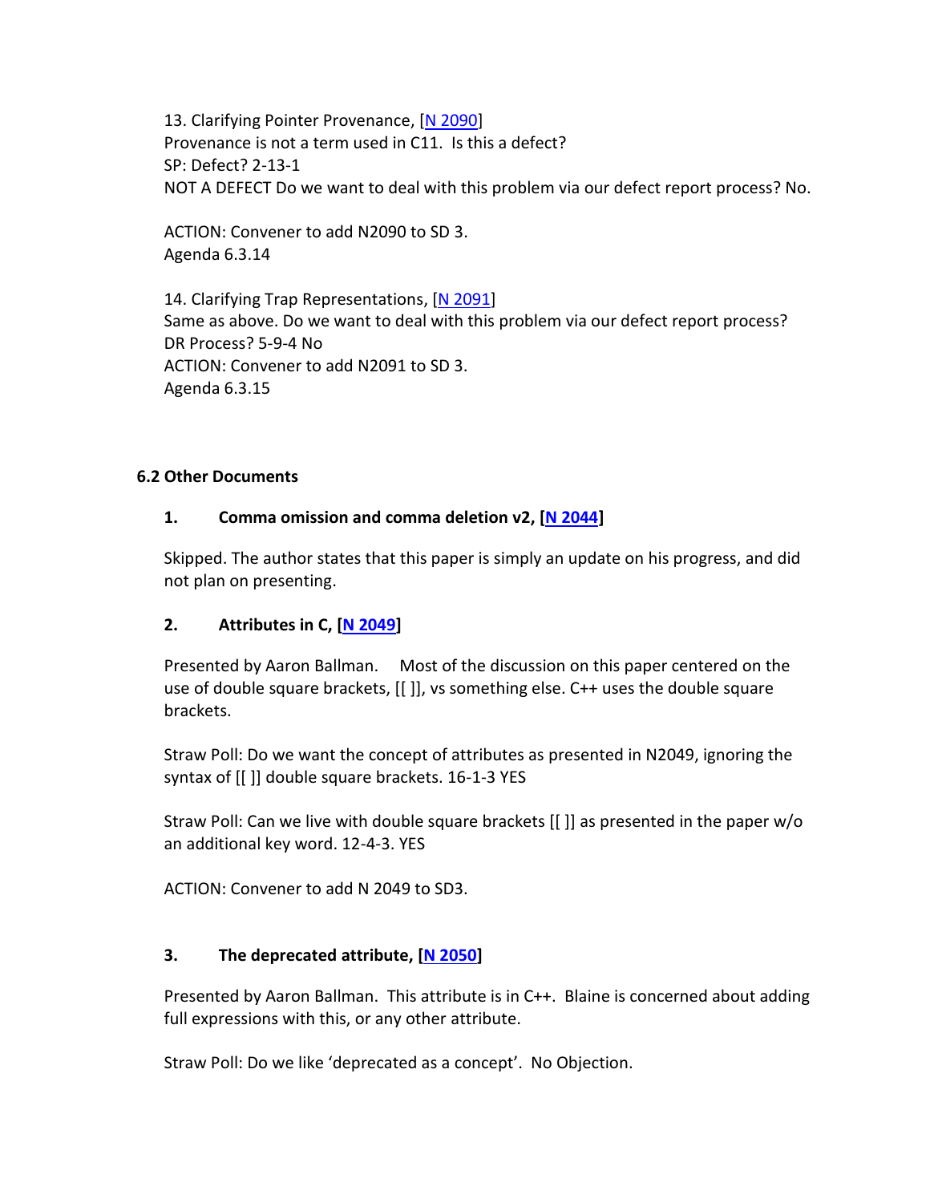13. Clarifying Pointer Provenance, [N 2090]
Provenance is not a term used in C11. Is this a defect?
SP: Defect? 2-13-1
NOT A DEFECT Do we want to deal with this problem via our defect report process? No.

ACTION: Convener to add N2090 to SD 3.
Agenda 6.3.14

14. Clarifying Trap Representations, [N 2091]
Same as above. Do we want to deal with this problem via our defect report process?
DR Process? 5-9-4 No
ACTION: Convener to add N2091 to SD 3.
Agenda 6.3.15

### 6.2 Other Documents

**1. Comma omission and comma deletion v2, [N 2044]**

Skipped. The author states that this paper is simply an update on his progress, and did not plan on presenting.

**2. Attributes in C, [N 2049]**

Presented by Aaron Ballman. Most of the discussion on this paper centered on the use of double square brackets, [[ ]], vs something else. C++ uses the double square brackets.

Straw Poll: Do we want the concept of attributes as presented in N2049, ignoring the syntax of [[ ]] double square brackets. 16-1-3 YES

Straw Poll: Can we live with double square brackets [[ ]] as presented in the paper w/o an additional key word. 12-4-3. YES

ACTION: Convener to add N 2049 to SD3.

**3. The deprecated attribute, [N 2050]**

Presented by Aaron Ballman. This attribute is in C++. Blaine is concerned about adding full expressions with this, or any other attribute.

Straw Poll: Do we like 'deprecated as a concept'. No Objection.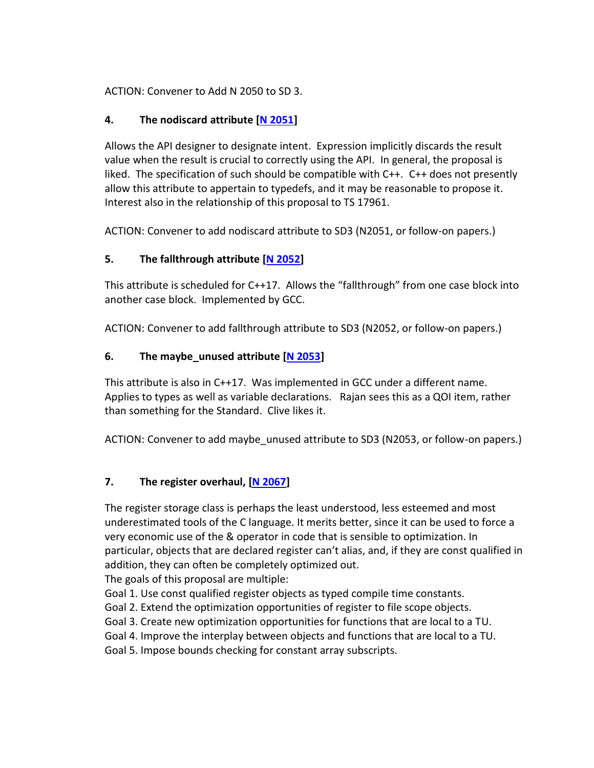ACTION: Convener to Add N 2050 to SD 3.

### 4. The nodiscard attribute [N 2051]

Allows the API designer to designate intent. Expression implicitly discards the result value when the result is crucial to correctly using the API. In general, the proposal is liked. The specification of such should be compatible with C++. C++ does not presently allow this attribute to appertain to typedefs, and it may be reasonable to propose it. Interest also in the relationship of this proposal to TS 17961.

ACTION: Convener to add nodiscard attribute to SD3 (N2051, or follow-on papers.)

### 5. The fallthrough attribute [N 2052]

This attribute is scheduled for C++17. Allows the "fallthrough" from one case block into another case block. Implemented by GCC.

ACTION: Convener to add fallthrough attribute to SD3 (N2052, or follow-on papers.)

### 6. The maybe_unused attribute [N 2053]

This attribute is also in C++17. Was implemented in GCC under a different name. Applies to types as well as variable declarations. Rajan sees this as a QOI item, rather than something for the Standard. Clive likes it.

ACTION: Convener to add maybe_unused attribute to SD3 (N2053, or follow-on papers.)

### 7. The register overhaul, [N 2067]

The register storage class is perhaps the least understood, less esteemed and most underestimated tools of the C language. It merits better, since it can be used to force a very economic use of the & operator in code that is sensible to optimization. In particular, objects that are declared register can't alias, and, if they are const qualified in addition, they can often be completely optimized out.
The goals of this proposal are multiple:
Goal 1. Use const qualified register objects as typed compile time constants.
Goal 2. Extend the optimization opportunities of register to file scope objects.
Goal 3. Create new optimization opportunities for functions that are local to a TU.
Goal 4. Improve the interplay between objects and functions that are local to a TU.
Goal 5. Impose bounds checking for constant array subscripts.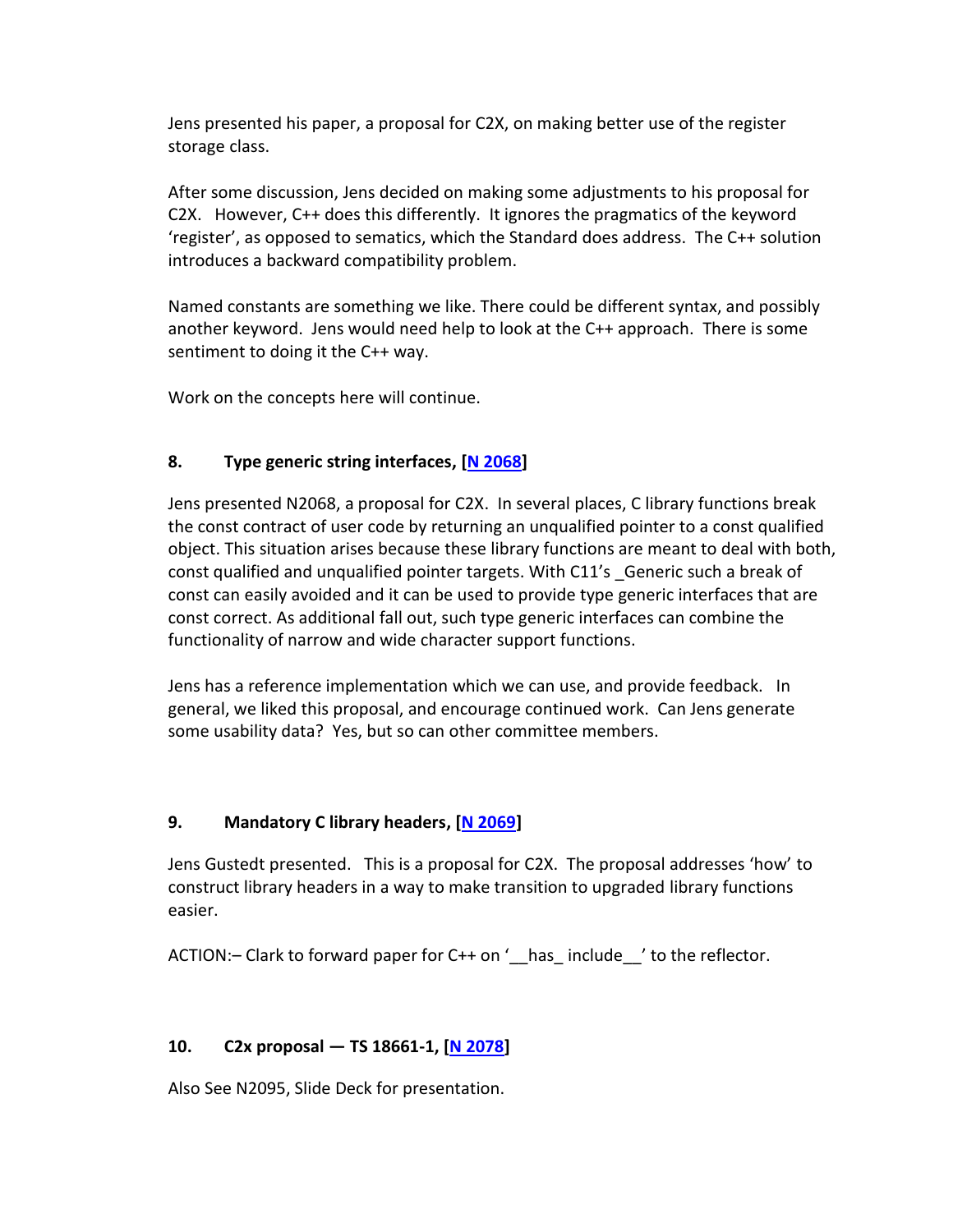Jens presented his paper, a proposal for C2X, on making better use of the register storage class.

After some discussion, Jens decided on making some adjustments to his proposal for C2X. However, C++ does this differently. It ignores the pragmatics of the keyword 'register', as opposed to sematics, which the Standard does address. The C++ solution introduces a backward compatibility problem.

Named constants are something we like. There could be different syntax, and possibly another keyword. Jens would need help to look at the C++ approach. There is some sentiment to doing it the C++ way.

Work on the concepts here will continue.

### 8. Type generic string interfaces, [N 2068]

Jens presented N2068, a proposal for C2X. In several places, C library functions break the const contract of user code by returning an unqualified pointer to a const qualified object. This situation arises because these library functions are meant to deal with both, const qualified and unqualified pointer targets. With C11's _Generic such a break of const can easily avoided and it can be used to provide type generic interfaces that are const correct. As additional fall out, such type generic interfaces can combine the functionality of narrow and wide character support functions.

Jens has a reference implementation which we can use, and provide feedback. In general, we liked this proposal, and encourage continued work. Can Jens generate some usability data? Yes, but so can other committee members.

### 9. Mandatory C library headers, [N 2069]

Jens Gustedt presented. This is a proposal for C2X. The proposal addresses 'how' to construct library headers in a way to make transition to upgraded library functions easier.

ACTION:– Clark to forward paper for C++ on '__has_ include__' to the reflector.

### 10. C2x proposal — TS 18661-1, [N 2078]

Also See N2095, Slide Deck for presentation.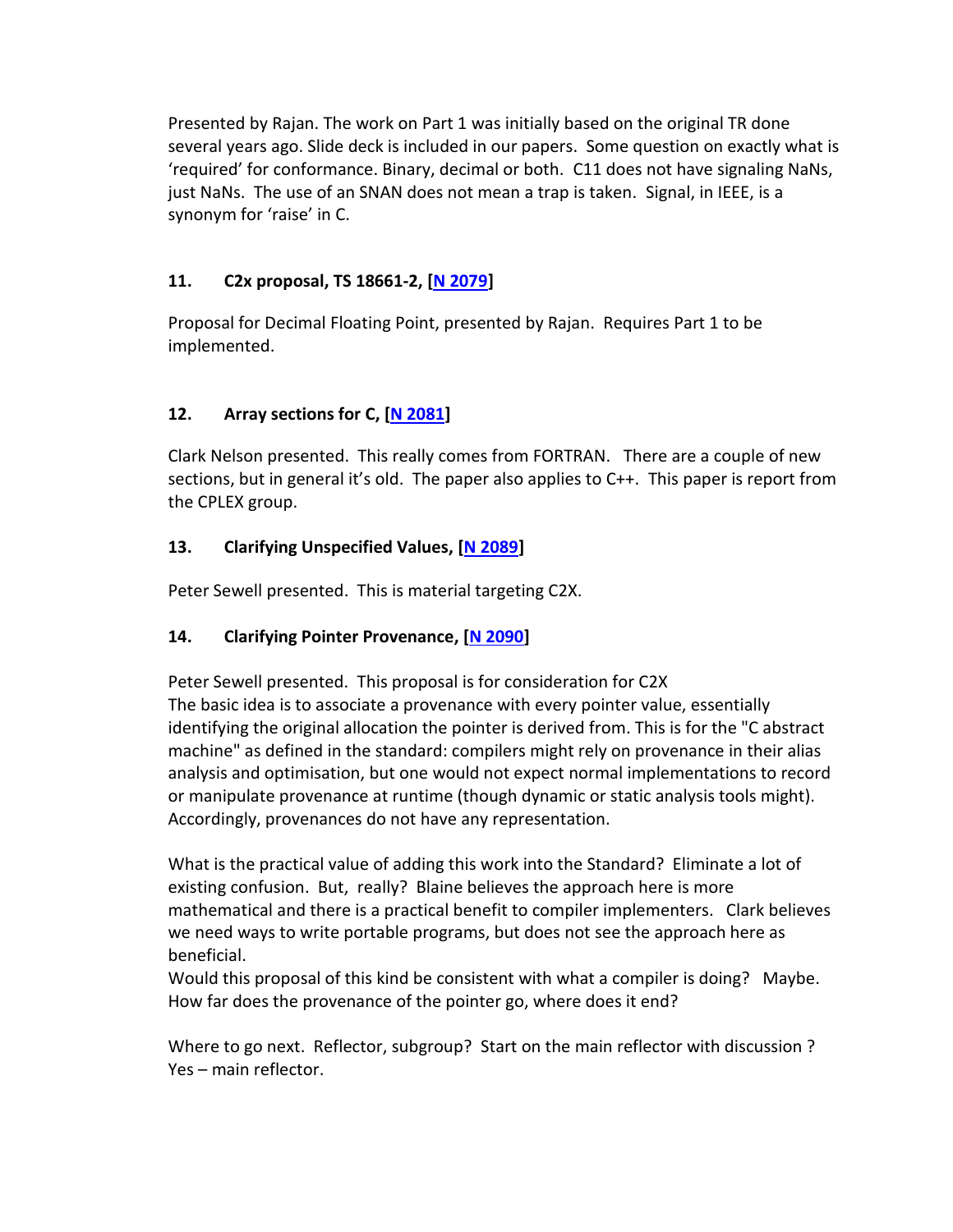Presented by Rajan. The work on Part 1 was initially based on the original TR done several years ago. Slide deck is included in our papers. Some question on exactly what is 'required' for conformance. Binary, decimal or both. C11 does not have signaling NaNs, just NaNs. The use of an SNAN does not mean a trap is taken. Signal, in IEEE, is a synonym for 'raise' in C.

### 11. C2x proposal, TS 18661-2, [N 2079]

Proposal for Decimal Floating Point, presented by Rajan. Requires Part 1 to be implemented.

### 12. Array sections for C, [N 2081]

Clark Nelson presented. This really comes from FORTRAN. There are a couple of new sections, but in general it's old. The paper also applies to C++. This paper is report from the CPLEX group.

### 13. Clarifying Unspecified Values, [N 2089]

Peter Sewell presented. This is material targeting C2X.

### 14. Clarifying Pointer Provenance, [N 2090]

Peter Sewell presented. This proposal is for consideration for C2X
The basic idea is to associate a provenance with every pointer value, essentially identifying the original allocation the pointer is derived from. This is for the "C abstract machine" as defined in the standard: compilers might rely on provenance in their alias analysis and optimisation, but one would not expect normal implementations to record or manipulate provenance at runtime (though dynamic or static analysis tools might). Accordingly, provenances do not have any representation.

What is the practical value of adding this work into the Standard? Eliminate a lot of existing confusion. But, really? Blaine believes the approach here is more mathematical and there is a practical benefit to compiler implementers. Clark believes we need ways to write portable programs, but does not see the approach here as beneficial.
Would this proposal of this kind be consistent with what a compiler is doing? Maybe. How far does the provenance of the pointer go, where does it end?

Where to go next. Reflector, subgroup? Start on the main reflector with discussion ? Yes – main reflector.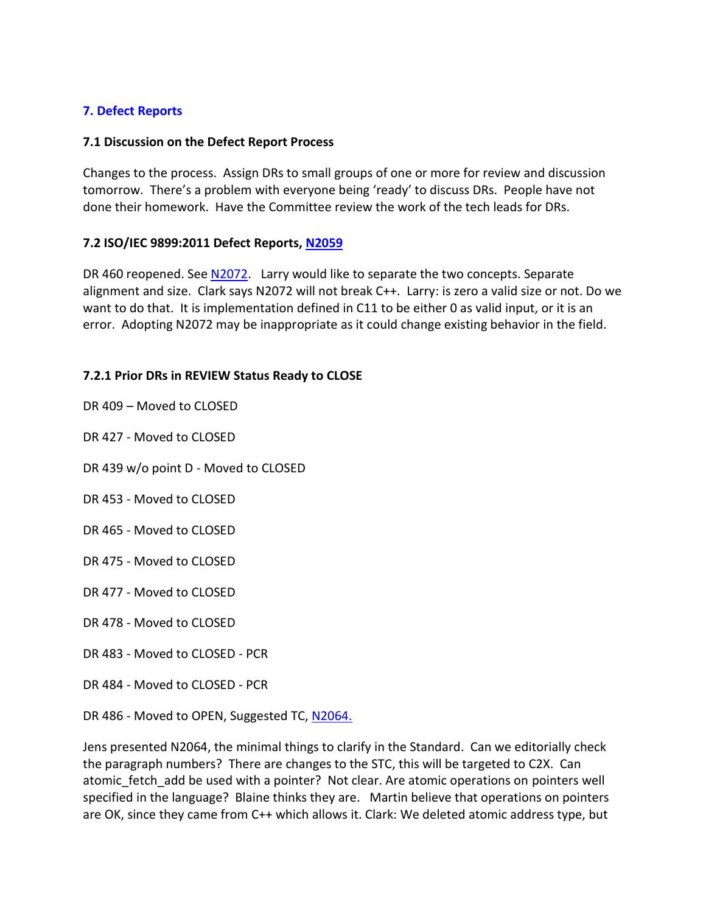## 7. Defect Reports

### 7.1 Discussion on the Defect Report Process

Changes to the process. Assign DRs to small groups of one or more for review and discussion tomorrow. There's a problem with everyone being 'ready' to discuss DRs. People have not done their homework. Have the Committee review the work of the tech leads for DRs.

### 7.2 ISO/IEC 9899:2011 Defect Reports, [N2059]

DR 460 reopened. See [N2072]. Larry would like to separate the two concepts. Separate alignment and size. Clark says N2072 will not break C++. Larry: is zero a valid size or not. Do we want to do that. It is implementation defined in C11 to be either 0 as valid input, or it is an error. Adopting N2072 may be inappropriate as it could change existing behavior in the field.

#### 7.2.1 Prior DRs in REVIEW Status Ready to CLOSE

DR 409 – Moved to CLOSED

DR 427 - Moved to CLOSED

DR 439 w/o point D - Moved to CLOSED

DR 453 - Moved to CLOSED

DR 465 - Moved to CLOSED

DR 475 - Moved to CLOSED

DR 477 - Moved to CLOSED

DR 478 - Moved to CLOSED

DR 483 - Moved to CLOSED - PCR

DR 484 - Moved to CLOSED - PCR

DR 486 - Moved to OPEN, Suggested TC, [N2064.]

Jens presented N2064, the minimal things to clarify in the Standard. Can we editorially check the paragraph numbers? There are changes to the STC, this will be targeted to C2X. Can atomic_fetch_add be used with a pointer? Not clear. Are atomic operations on pointers well specified in the language? Blaine thinks they are. Martin believe that operations on pointers are OK, since they came from C++ which allows it. Clark: We deleted atomic address type, but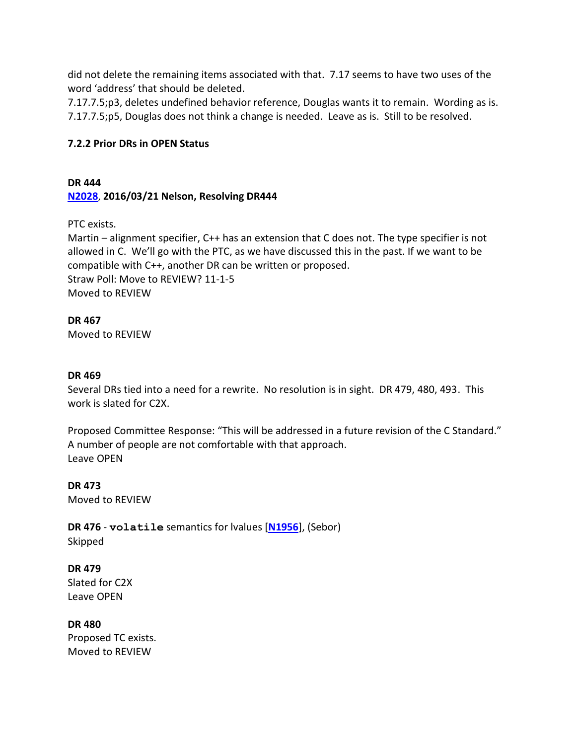did not delete the remaining items associated with that. 7.17 seems to have two uses of the word ‘address’ that should be deleted.
7.17.7.5;p3, deletes undefined behavior reference, Douglas wants it to remain. Wording as is.
7.17.7.5;p5, Douglas does not think a change is needed. Leave as is. Still to be resolved.

### 7.2.2 Prior DRs in OPEN Status

**DR 444**
**N2028, 2016/03/21 Nelson, Resolving DR444**

PTC exists.
Martin – alignment specifier, C++ has an extension that C does not. The type specifier is not allowed in C. We’ll go with the PTC, as we have discussed this in the past. If we want to be compatible with C++, another DR can be written or proposed.
Straw Poll: Move to REVIEW? 11-1-5
Moved to REVIEW

**DR 467**
Moved to REVIEW

**DR 469**
Several DRs tied into a need for a rewrite. No resolution is in sight. DR 479, 480, 493. This work is slated for C2X.

Proposed Committee Response: “This will be addressed in a future revision of the C Standard.”
A number of people are not comfortable with that approach.
Leave OPEN

**DR 473**
Moved to REVIEW

**DR 476** - `volatile` semantics for lvalues [N1956], (Sebor)
Skipped

**DR 479**
Slated for C2X
Leave OPEN

**DR 480**
Proposed TC exists.
Moved to REVIEW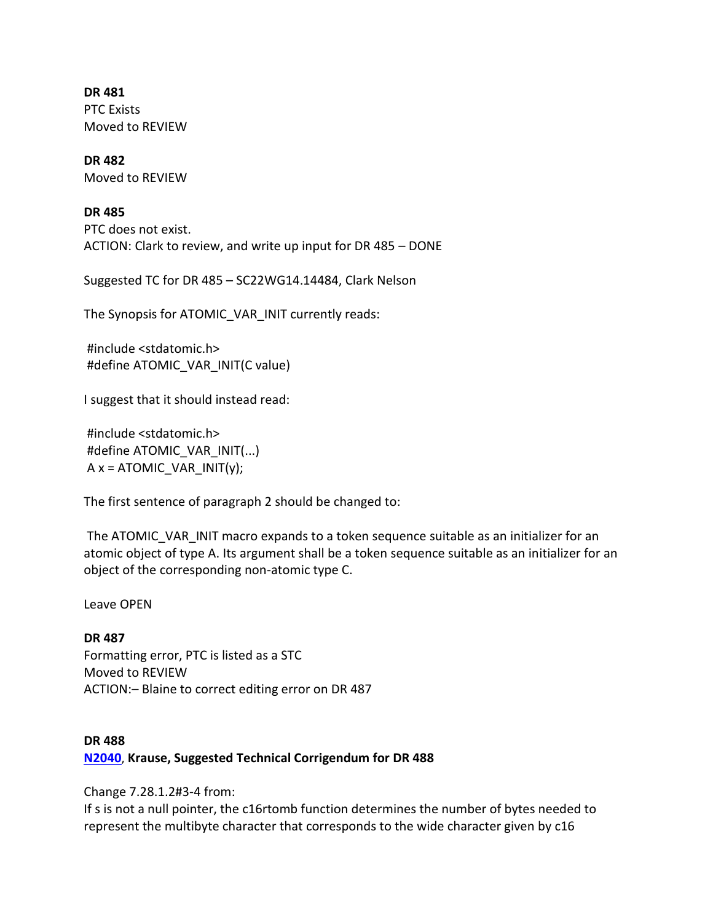**DR 481**
PTC Exists
Moved to REVIEW

**DR 482**
Moved to REVIEW

**DR 485**
PTC does not exist.
ACTION: Clark to review, and write up input for DR 485 – DONE

Suggested TC for DR 485 – SC22WG14.14484, Clark Nelson

The Synopsis for ATOMIC_VAR_INIT currently reads:

```
#include <stdatomic.h>
#define ATOMIC_VAR_INIT(C value)
```

I suggest that it should instead read:

```
#include <stdatomic.h>
#define ATOMIC_VAR_INIT(...)
A x = ATOMIC_VAR_INIT(y);
```

The first sentence of paragraph 2 should be changed to:

The ATOMIC_VAR_INIT macro expands to a token sequence suitable as an initializer for an atomic object of type A. Its argument shall be a token sequence suitable as an initializer for an object of the corresponding non-atomic type C.

Leave OPEN

**DR 487**
Formatting error, PTC is listed as a STC
Moved to REVIEW
ACTION:– Blaine to correct editing error on DR 487

**DR 488**
**N2040, Krause, Suggested Technical Corrigendum for DR 488**

Change 7.28.1.2#3-4 from:
If s is not a null pointer, the c16rtomb function determines the number of bytes needed to represent the multibyte character that corresponds to the wide character given by c16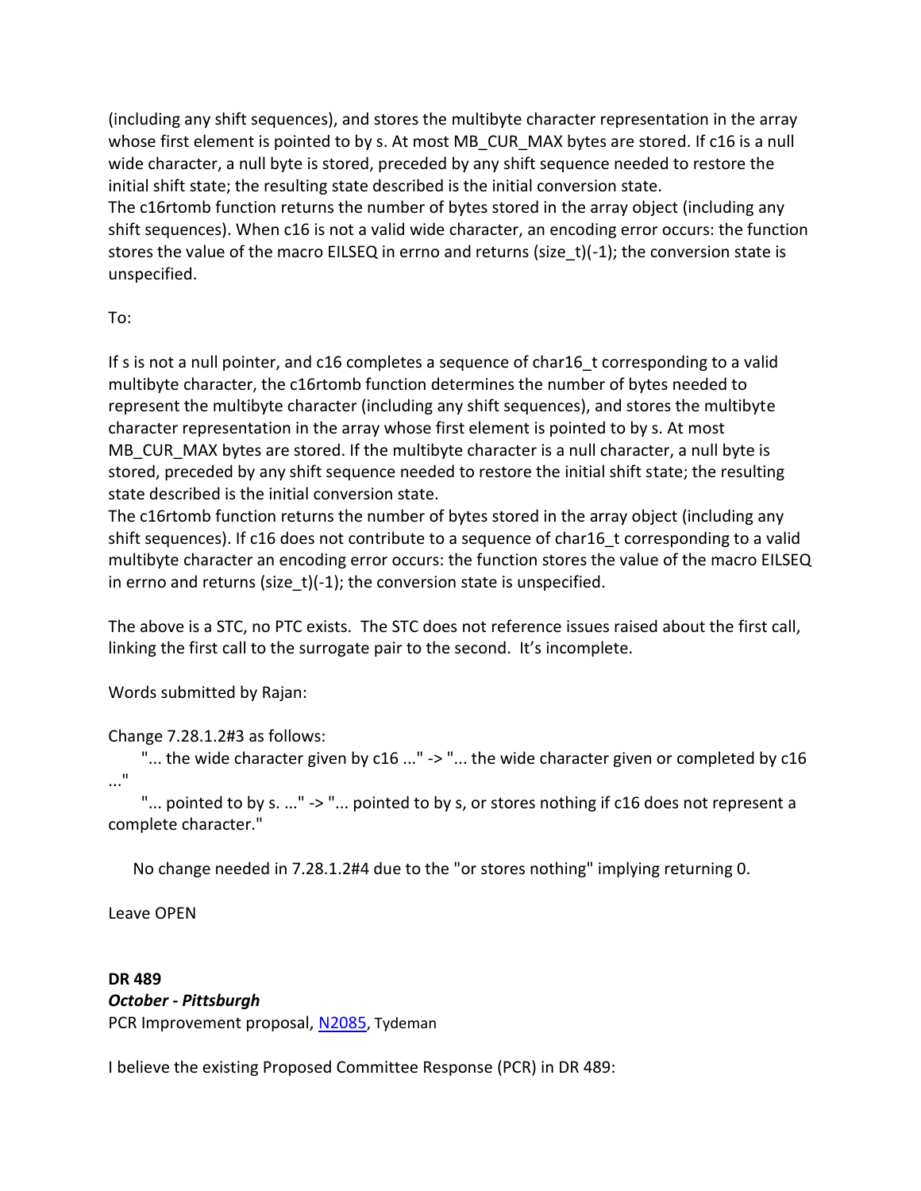(including any shift sequences), and stores the multibyte character representation in the array whose first element is pointed to by s. At most MB_CUR_MAX bytes are stored. If c16 is a null wide character, a null byte is stored, preceded by any shift sequence needed to restore the initial shift state; the resulting state described is the initial conversion state.
The c16rtomb function returns the number of bytes stored in the array object (including any shift sequences). When c16 is not a valid wide character, an encoding error occurs: the function stores the value of the macro EILSEQ in errno and returns (size_t)(-1); the conversion state is unspecified.

To:

If s is not a null pointer, and c16 completes a sequence of char16_t corresponding to a valid multibyte character, the c16rtomb function determines the number of bytes needed to represent the multibyte character (including any shift sequences), and stores the multibyte character representation in the array whose first element is pointed to by s. At most MB_CUR_MAX bytes are stored. If the multibyte character is a null character, a null byte is stored, preceded by any shift sequence needed to restore the initial shift state; the resulting state described is the initial conversion state.
The c16rtomb function returns the number of bytes stored in the array object (including any shift sequences). If c16 does not contribute to a sequence of char16_t corresponding to a valid multibyte character an encoding error occurs: the function stores the value of the macro EILSEQ in errno and returns (size_t)(-1); the conversion state is unspecified.

The above is a STC, no PTC exists. The STC does not reference issues raised about the first call, linking the first call to the surrogate pair to the second. It's incomplete.

Words submitted by Rajan:

Change 7.28.1.2#3 as follows:

"... the wide character given by c16 ..." -> "... the wide character given or completed by c16 ..."

"... pointed to by s. ..." -> "... pointed to by s, or stores nothing if c16 does not represent a complete character."

No change needed in 7.28.1.2#4 due to the "or stores nothing" implying returning 0.

Leave OPEN

**DR 489**
***October - Pittsburgh***
PCR Improvement proposal, N2085, Tydeman

I believe the existing Proposed Committee Response (PCR) in DR 489: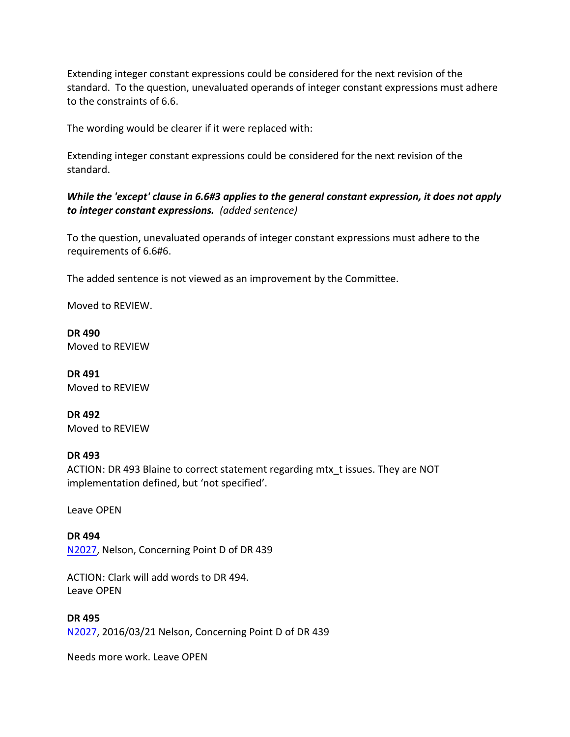Extending integer constant expressions could be considered for the next revision of the standard. To the question, unevaluated operands of integer constant expressions must adhere to the constraints of 6.6.

The wording would be clearer if it were replaced with:

Extending integer constant expressions could be considered for the next revision of the standard.

***While the 'except' clause in 6.6#3 applies to the general constant expression, it does not apply to integer constant expressions.*** *(added sentence)*

To the question, unevaluated operands of integer constant expressions must adhere to the requirements of 6.6#6.

The added sentence is not viewed as an improvement by the Committee.

Moved to REVIEW.

**DR 490**
Moved to REVIEW

**DR 491**
Moved to REVIEW

**DR 492**
Moved to REVIEW

**DR 493**
ACTION: DR 493 Blaine to correct statement regarding mtx_t issues. They are NOT implementation defined, but 'not specified'.

Leave OPEN

**DR 494**
N2027, Nelson, Concerning Point D of DR 439

ACTION: Clark will add words to DR 494.
Leave OPEN

**DR 495**
N2027, 2016/03/21 Nelson, Concerning Point D of DR 439

Needs more work. Leave OPEN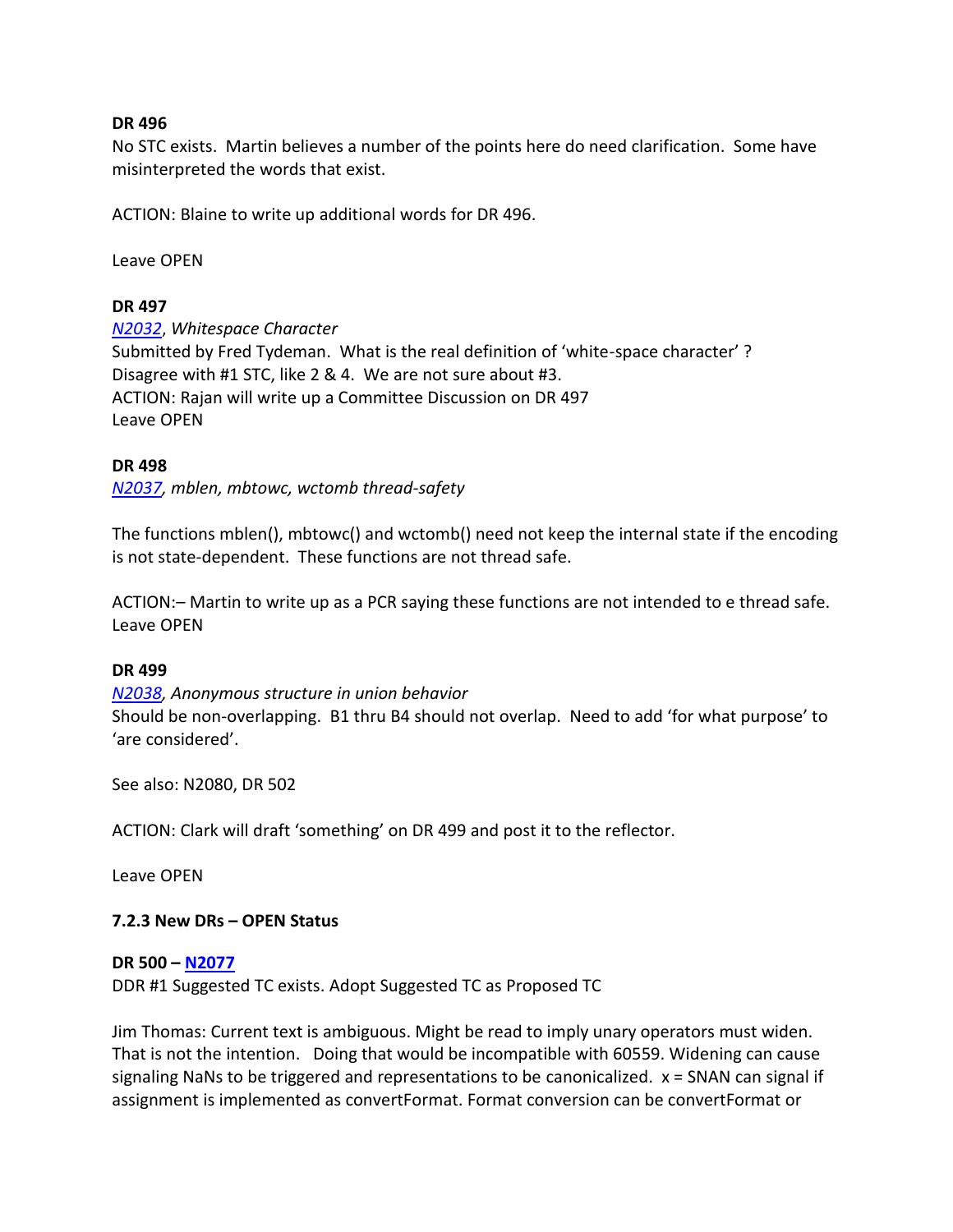**DR 496**

No STC exists. Martin believes a number of the points here do need clarification. Some have misinterpreted the words that exist.

ACTION: Blaine to write up additional words for DR 496.

Leave OPEN

**DR 497**

*N2032, Whitespace Character*
Submitted by Fred Tydeman. What is the real definition of 'white-space character' ?
Disagree with #1 STC, like 2 & 4. We are not sure about #3.
ACTION: Rajan will write up a Committee Discussion on DR 497
Leave OPEN

**DR 498**

*N2037, mblen, mbtowc, wctomb thread-safety*

The functions mblen(), mbtowc() and wctomb() need not keep the internal state if the encoding is not state-dependent. These functions are not thread safe.

ACTION:– Martin to write up as a PCR saying these functions are not intended to e thread safe.
Leave OPEN

**DR 499**

*N2038, Anonymous structure in union behavior*
Should be non-overlapping. B1 thru B4 should not overlap. Need to add 'for what purpose' to 'are considered'.

See also: N2080, DR 502

ACTION: Clark will draft 'something' on DR 499 and post it to the reflector.

Leave OPEN

### 7.2.3 New DRs – OPEN Status

**DR 500 – N2077**

DDR #1 Suggested TC exists. Adopt Suggested TC as Proposed TC

Jim Thomas: Current text is ambiguous. Might be read to imply unary operators must widen. That is not the intention. Doing that would be incompatible with 60559. Widening can cause signaling NaNs to be triggered and representations to be canonicalized. x = SNAN can signal if assignment is implemented as convertFormat. Format conversion can be convertFormat or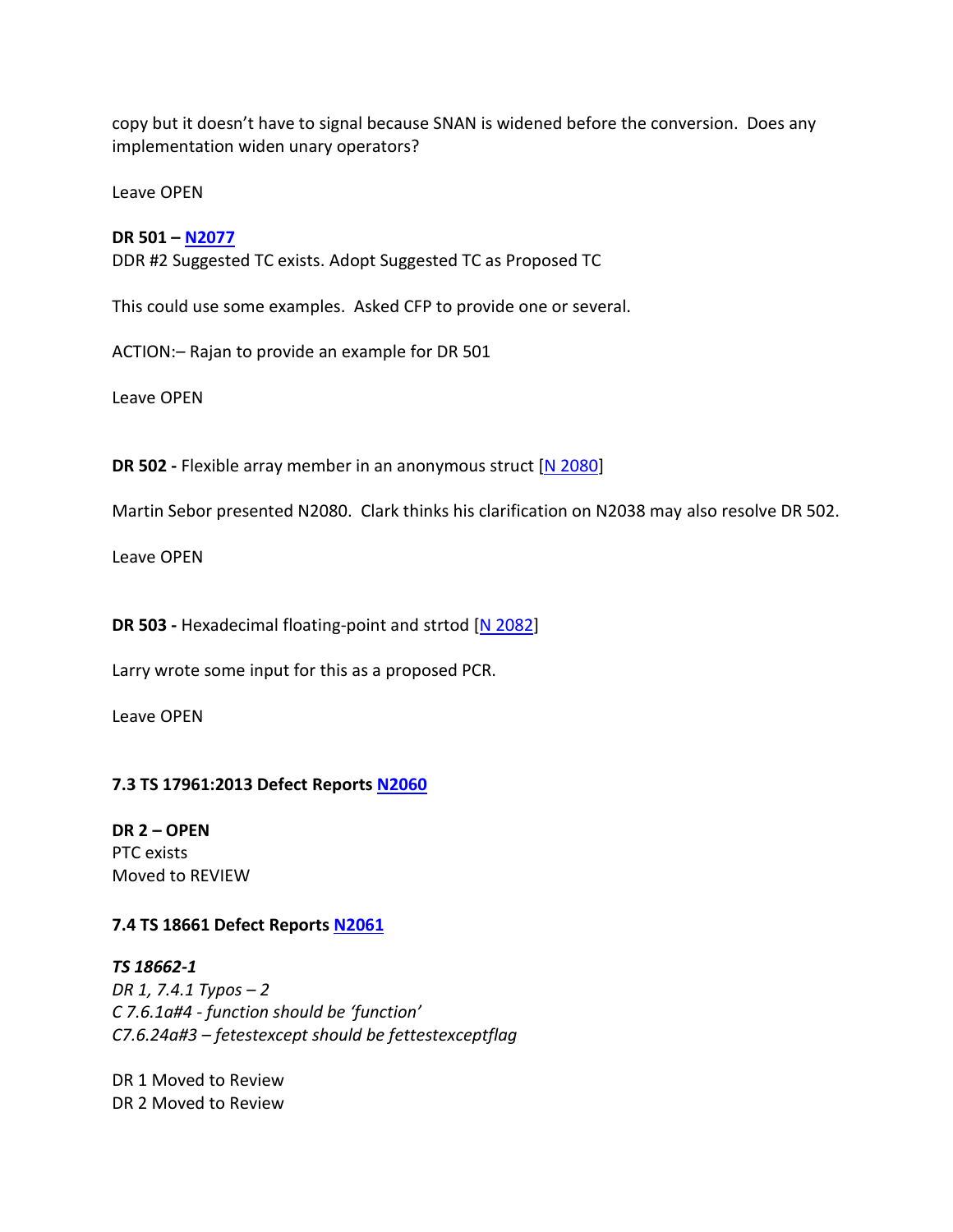copy but it doesn't have to signal because SNAN is widened before the conversion. Does any implementation widen unary operators?

Leave OPEN

**DR 501 – N2077**
DDR #2 Suggested TC exists. Adopt Suggested TC as Proposed TC

This could use some examples. Asked CFP to provide one or several.

ACTION:– Rajan to provide an example for DR 501

Leave OPEN

**DR 502 -** Flexible array member in an anonymous struct [N 2080]

Martin Sebor presented N2080. Clark thinks his clarification on N2038 may also resolve DR 502.

Leave OPEN

**DR 503 -** Hexadecimal floating-point and strtod [N 2082]

Larry wrote some input for this as a proposed PCR.

Leave OPEN

**7.3 TS 17961:2013 Defect Reports N2060**

**DR 2 – OPEN**
PTC exists
Moved to REVIEW

**7.4 TS 18661 Defect Reports N2061**

***TS 18662-1***
*DR 1, 7.4.1 Typos – 2*
*C 7.6.1a#4 - function should be 'function'*
*C7.6.24a#3 – fetestexcept should be fettestexceptflag*

DR 1 Moved to Review
DR 2 Moved to Review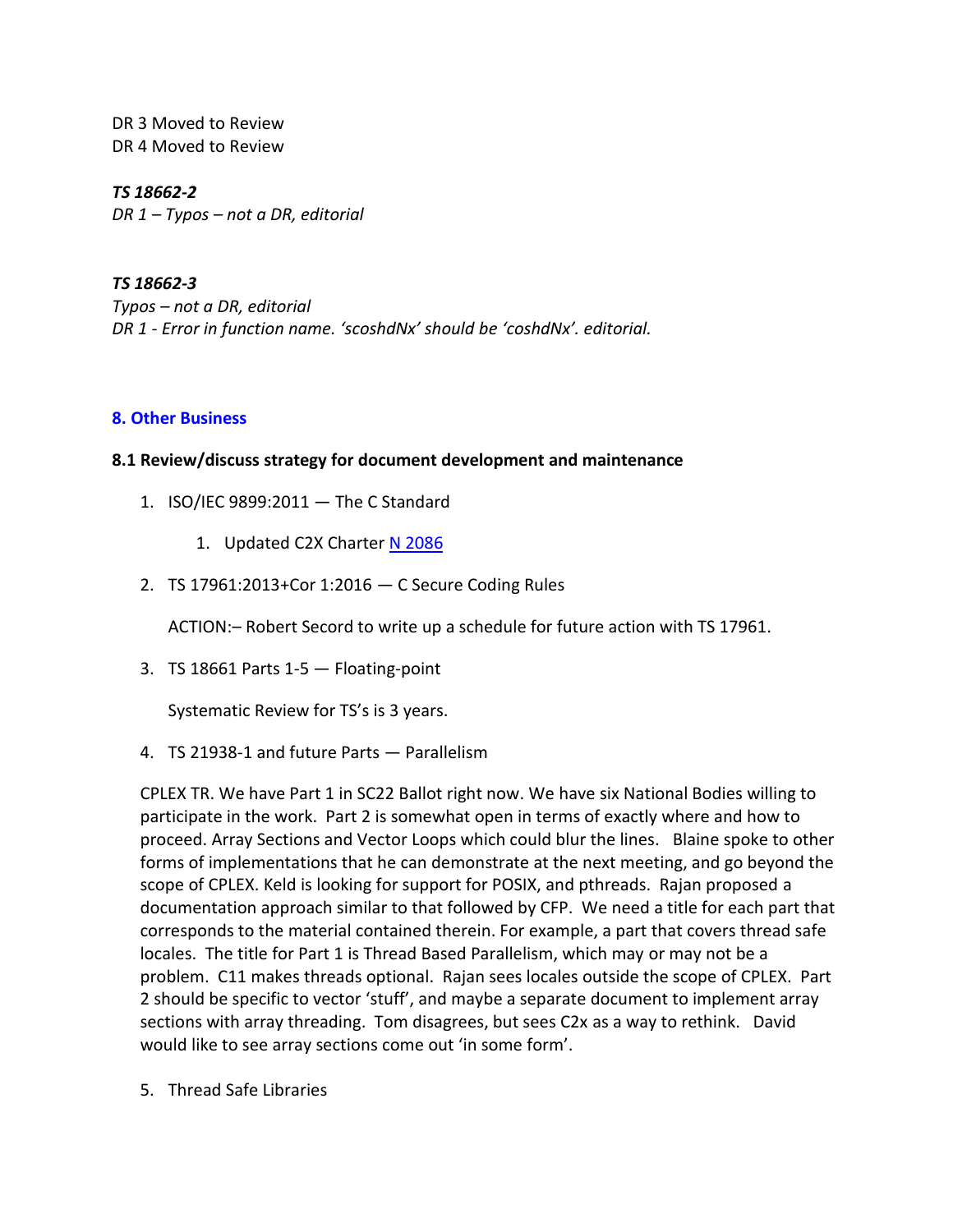DR 3 Moved to Review
DR 4 Moved to Review

***TS 18662-2***
*DR 1 – Typos – not a DR, editorial*

***TS 18662-3***
*Typos – not a DR, editorial*
*DR 1 - Error in function name. 'scoshdNx' should be 'coshdNx'. editorial.*

## 8. Other Business

### 8.1 Review/discuss strategy for document development and maintenance

1. ISO/IEC 9899:2011 — The C Standard

    1. Updated C2X Charter N 2086

2. TS 17961:2013+Cor 1:2016 — C Secure Coding Rules

    ACTION:– Robert Secord to write up a schedule for future action with TS 17961.

3. TS 18661 Parts 1-5 — Floating-point

    Systematic Review for TS's is 3 years.

4. TS 21938-1 and future Parts — Parallelism

    CPLEX TR. We have Part 1 in SC22 Ballot right now. We have six National Bodies willing to participate in the work. Part 2 is somewhat open in terms of exactly where and how to proceed. Array Sections and Vector Loops which could blur the lines. Blaine spoke to other forms of implementations that he can demonstrate at the next meeting, and go beyond the scope of CPLEX. Keld is looking for support for POSIX, and pthreads. Rajan proposed a documentation approach similar to that followed by CFP. We need a title for each part that corresponds to the material contained therein. For example, a part that covers thread safe locales. The title for Part 1 is Thread Based Parallelism, which may or may not be a problem. C11 makes threads optional. Rajan sees locales outside the scope of CPLEX. Part 2 should be specific to vector 'stuff', and maybe a separate document to implement array sections with array threading. Tom disagrees, but sees C2x as a way to rethink. David would like to see array sections come out 'in some form'.

5. Thread Safe Libraries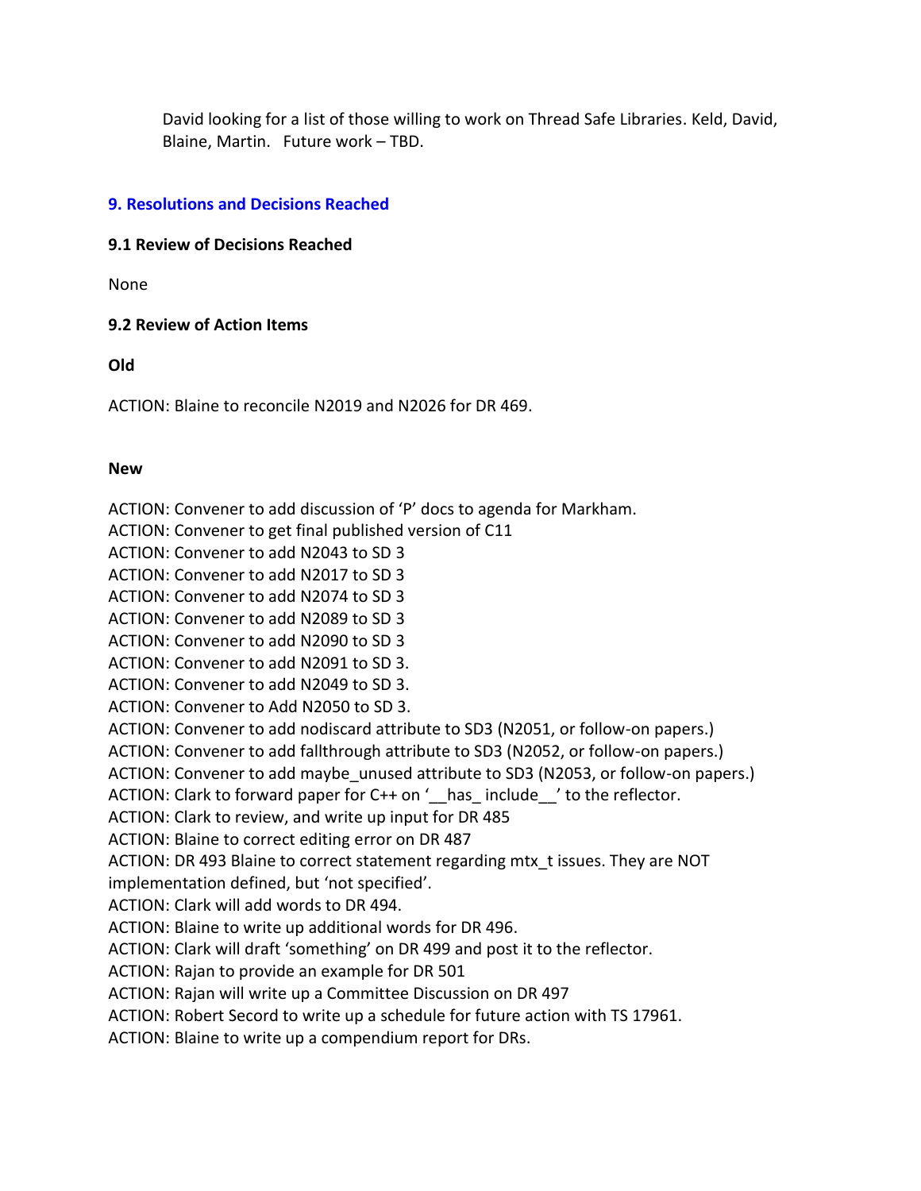David looking for a list of those willing to work on Thread Safe Libraries. Keld, David, Blaine, Martin. Future work – TBD.

## 9. Resolutions and Decisions Reached

### 9.1 Review of Decisions Reached

None

### 9.2 Review of Action Items

**Old**

ACTION: Blaine to reconcile N2019 and N2026 for DR 469.

**New**

ACTION: Convener to add discussion of 'P' docs to agenda for Markham.
ACTION: Convener to get final published version of C11
ACTION: Convener to add N2043 to SD 3
ACTION: Convener to add N2017 to SD 3
ACTION: Convener to add N2074 to SD 3
ACTION: Convener to add N2089 to SD 3
ACTION: Convener to add N2090 to SD 3
ACTION: Convener to add N2091 to SD 3.
ACTION: Convener to add N2049 to SD 3.
ACTION: Convener to Add N2050 to SD 3.
ACTION: Convener to add nodiscard attribute to SD3 (N2051, or follow-on papers.)
ACTION: Convener to add fallthrough attribute to SD3 (N2052, or follow-on papers.)
ACTION: Convener to add maybe_unused attribute to SD3 (N2053, or follow-on papers.)
ACTION: Clark to forward paper for C++ on '__has_ include__' to the reflector.
ACTION: Clark to review, and write up input for DR 485
ACTION: Blaine to correct editing error on DR 487
ACTION: DR 493 Blaine to correct statement regarding mtx_t issues. They are NOT implementation defined, but 'not specified'.
ACTION: Clark will add words to DR 494.
ACTION: Blaine to write up additional words for DR 496.
ACTION: Clark will draft 'something' on DR 499 and post it to the reflector.
ACTION: Rajan to provide an example for DR 501
ACTION: Rajan will write up a Committee Discussion on DR 497
ACTION: Robert Secord to write up a schedule for future action with TS 17961.
ACTION: Blaine to write up a compendium report for DRs.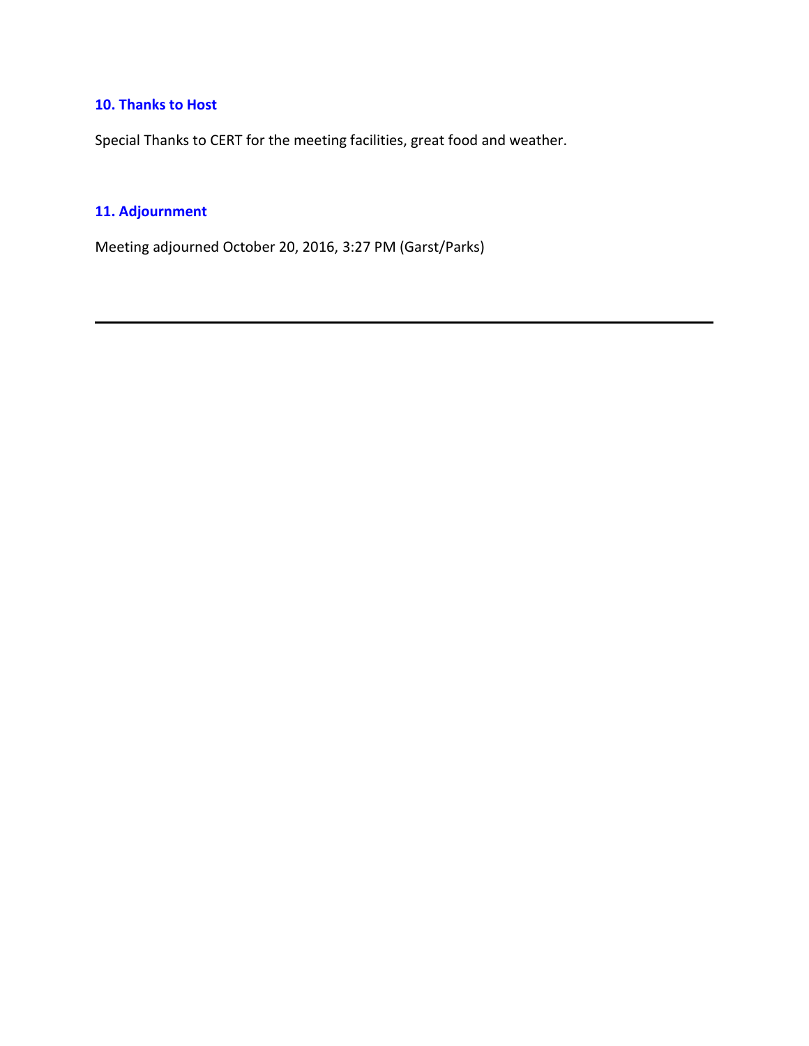## 10. Thanks to Host

Special Thanks to CERT for the meeting facilities, great food and weather.

## 11. Adjournment

Meeting adjourned October 20, 2016, 3:27 PM (Garst/Parks)

---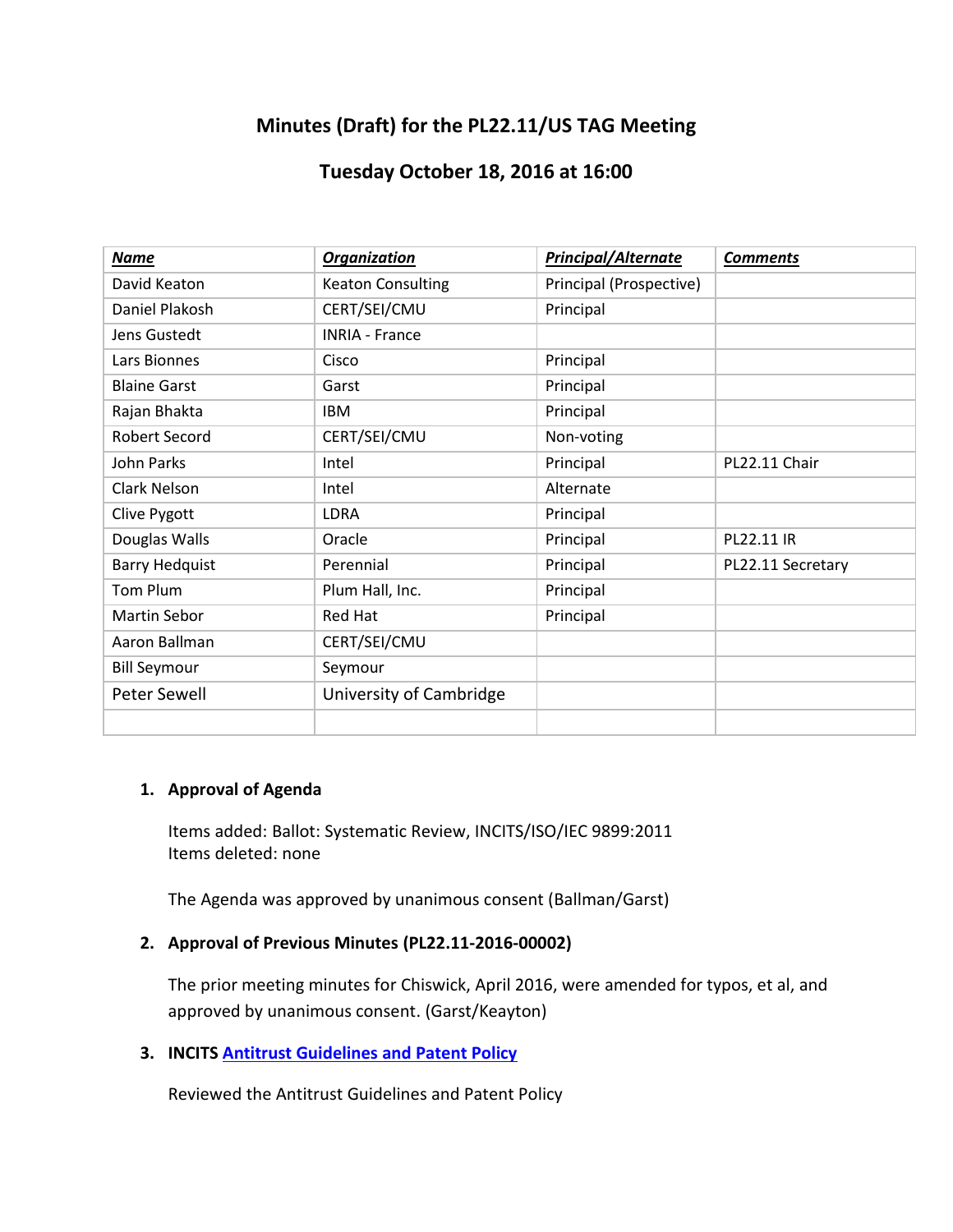# Minutes (Draft) for the PL22.11/US TAG Meeting

## Tuesday October 18, 2016 at 16:00

| ***Name*** | ***Organization*** | ***Principal/Alternate*** | ***Comments*** |
|---|---|---|---|
| David Keaton | Keaton Consulting | Principal (Prospective) | |
| Daniel Plakosh | CERT/SEI/CMU | Principal | |
| Jens Gustedt | INRIA - France | | |
| Lars Bionnes | Cisco | Principal | |
| Blaine Garst | Garst | Principal | |
| Rajan Bhakta | IBM | Principal | |
| Robert Secord | CERT/SEI/CMU | Non-voting | |
| John Parks | Intel | Principal | PL22.11 Chair |
| Clark Nelson | Intel | Alternate | |
| Clive Pygott | LDRA | Principal | |
| Douglas Walls | Oracle | Principal | PL22.11 IR |
| Barry Hedquist | Perennial | Principal | PL22.11 Secretary |
| Tom Plum | Plum Hall, Inc. | Principal | |
| Martin Sebor | Red Hat | Principal | |
| Aaron Ballman | CERT/SEI/CMU | | |
| Bill Seymour | Seymour | | |
| Peter Sewell | University of Cambridge | | |
| | | | |

1. **Approval of Agenda**

   Items added: Ballot: Systematic Review, INCITS/ISO/IEC 9899:2011
   Items deleted: none

   The Agenda was approved by unanimous consent (Ballman/Garst)

2. **Approval of Previous Minutes (PL22.11-2016-00002)**

   The prior meeting minutes for Chiswick, April 2016, were amended for typos, et al, and approved by unanimous consent. (Garst/Keayton)

3. **INCITS Antitrust Guidelines and Patent Policy**

   Reviewed the Antitrust Guidelines and Patent Policy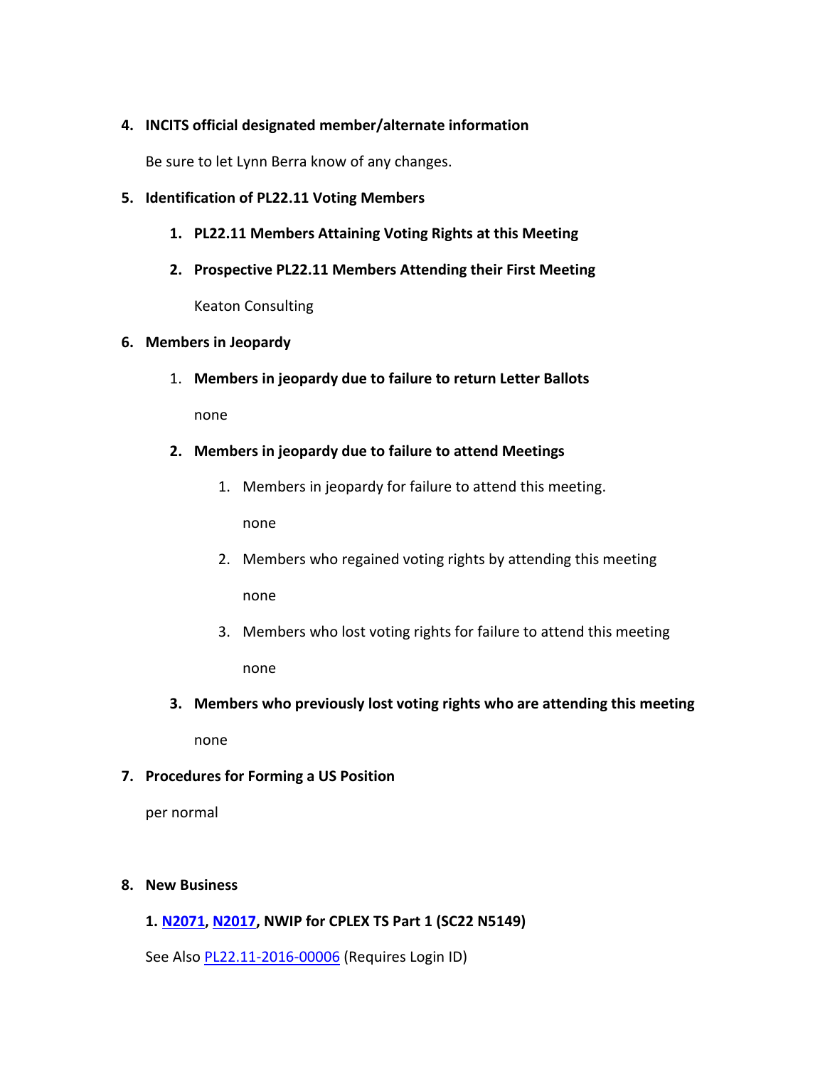4. **INCITS official designated member/alternate information**

   Be sure to let Lynn Berra know of any changes.

5. **Identification of PL22.11 Voting Members**

   1. **PL22.11 Members Attaining Voting Rights at this Meeting**

   2. **Prospective PL22.11 Members Attending their First Meeting**

      Keaton Consulting

6. **Members in Jeopardy**

   1. **Members in jeopardy due to failure to return Letter Ballots**

      none

   2. **Members in jeopardy due to failure to attend Meetings**

      1. Members in jeopardy for failure to attend this meeting.

         none

      2. Members who regained voting rights by attending this meeting

         none

      3. Members who lost voting rights for failure to attend this meeting

         none

   3. **Members who previously lost voting rights who are attending this meeting**

      none

7. **Procedures for Forming a US Position**

   per normal

8. **New Business**

   **1. N2071, N2017, NWIP for CPLEX TS Part 1 (SC22 N5149)**

   See Also PL22.11-2016-00006 (Requires Login ID)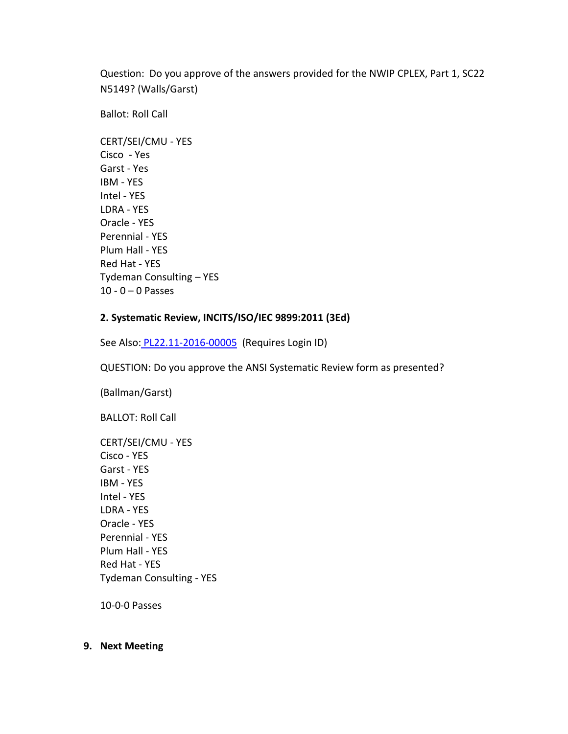Question: Do you approve of the answers provided for the NWIP CPLEX, Part 1, SC22 N5149? (Walls/Garst)

Ballot: Roll Call

CERT/SEI/CMU - YES
Cisco - Yes
Garst - Yes
IBM - YES
Intel - YES
LDRA - YES
Oracle - YES
Perennial - YES
Plum Hall - YES
Red Hat - YES
Tydeman Consulting – YES
10 - 0 – 0 Passes

**2. Systematic Review, INCITS/ISO/IEC 9899:2011 (3Ed)**

See Also: PL22.11-2016-00005 (Requires Login ID)

QUESTION: Do you approve the ANSI Systematic Review form as presented?

(Ballman/Garst)

BALLOT: Roll Call

CERT/SEI/CMU - YES
Cisco - YES
Garst - YES
IBM - YES
Intel - YES
LDRA - YES
Oracle - YES
Perennial - YES
Plum Hall - YES
Red Hat - YES
Tydeman Consulting - YES

10-0-0 Passes

**9. Next Meeting**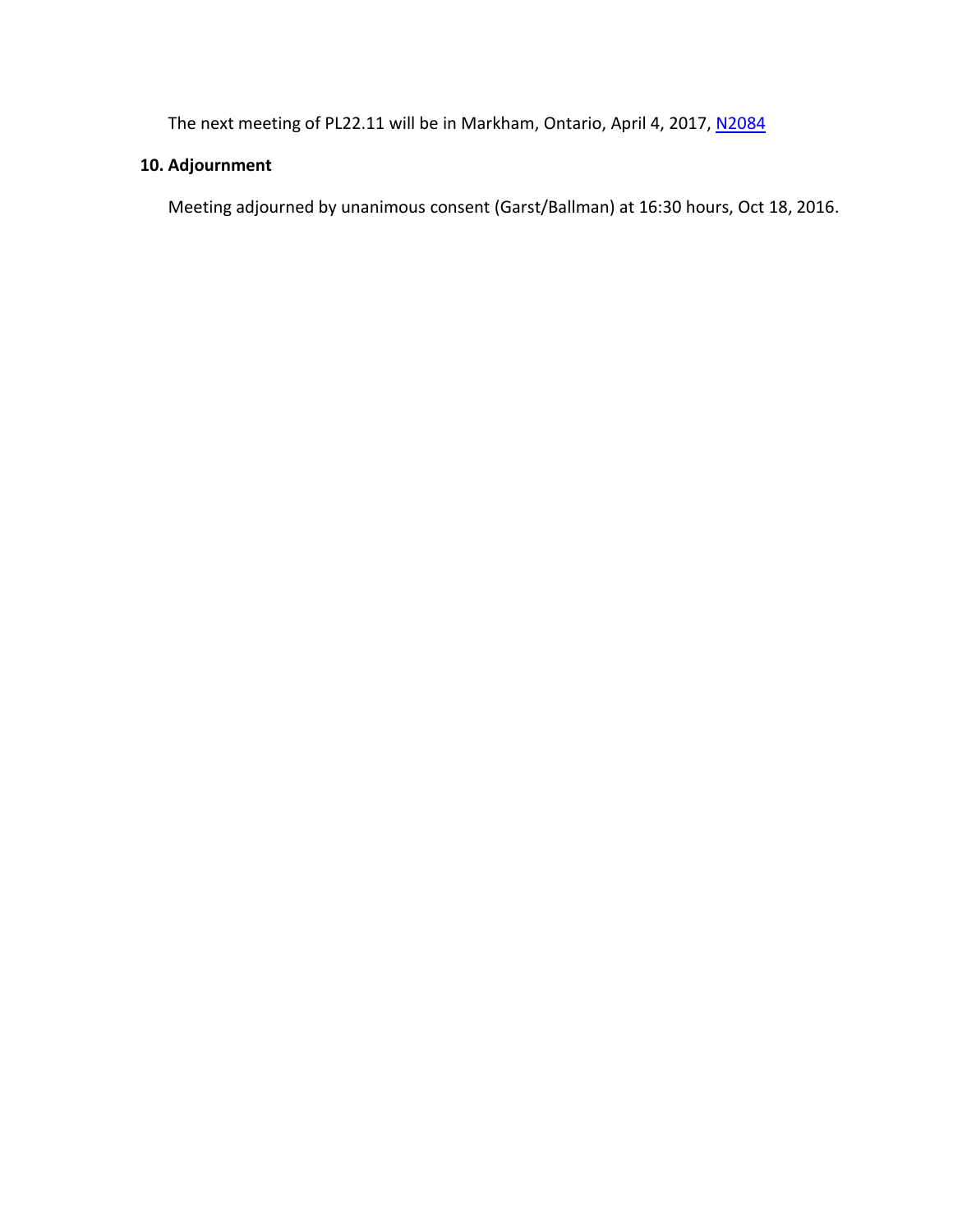The next meeting of PL22.11 will be in Markham, Ontario, April 4, 2017, N2084

## 10. Adjournment

Meeting adjourned by unanimous consent (Garst/Ballman) at 16:30 hours, Oct 18, 2016.